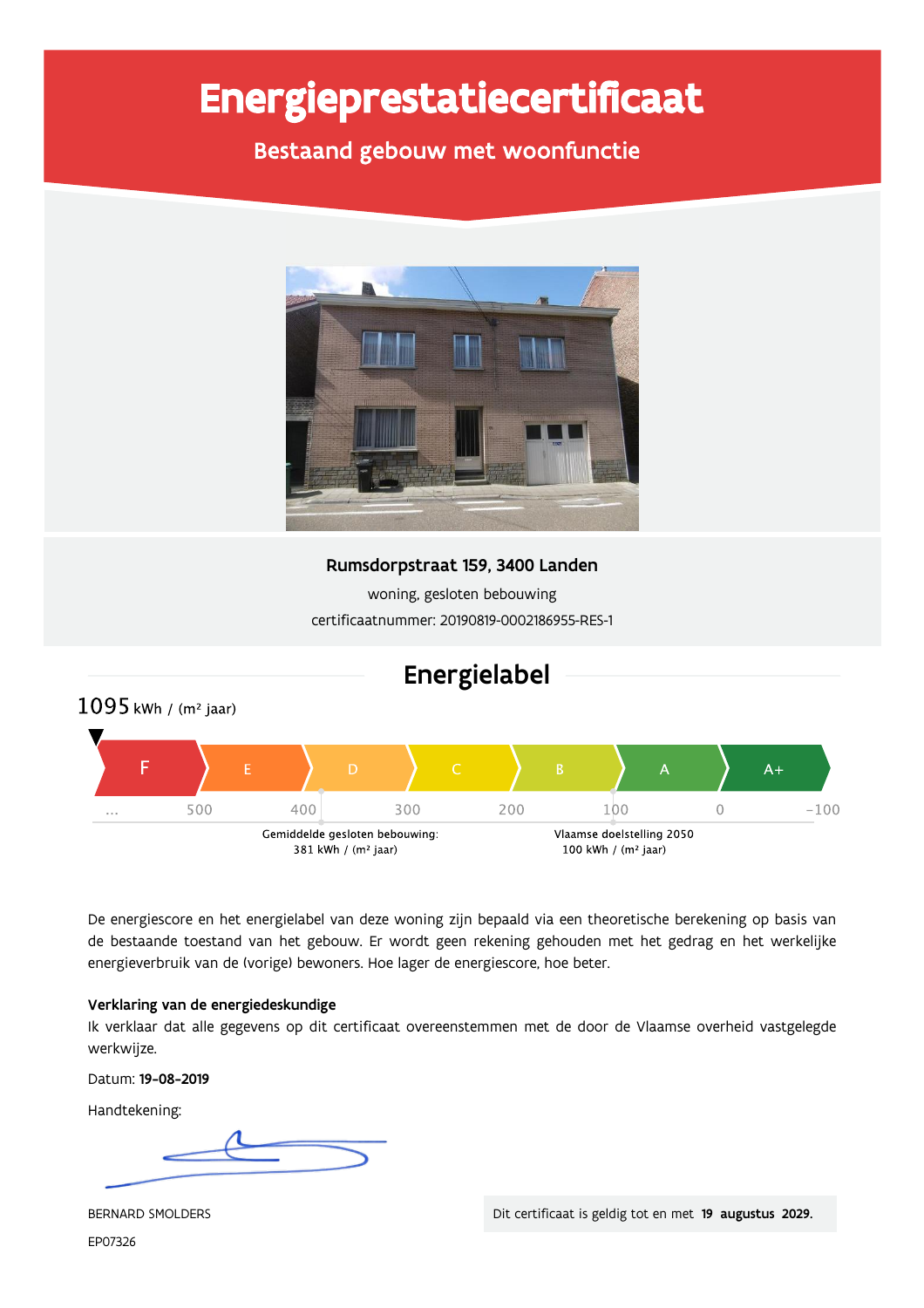# Energieprestatiecertificaat

## Bestaand gebouw met woonfunctie

**Rumsdorpstraat 159, 3400 Landen**

woning, gesloten bebouwing

certificaatnummer: 20190819-0002186955-RES-1

## Energielabel

1095 kWh / (m² jaar)

| F | E | D | C | B | A | A+ |
|---|---|---|---|---|---|---|

... 500 400 300 200 100 0 -100

Gemiddelde gesloten bebouwing: 381 kWh / (m² jaar)

Vlaamse doelstelling 2050 100 kWh / (m² jaar)

De energiescore en het energielabel van deze woning zijn bepaald via een theoretische berekening op basis van de bestaande toestand van het gebouw. Er wordt geen rekening gehouden met het gedrag en het werkelijke energieverbruik van de (vorige) bewoners. Hoe lager de energiescore, hoe beter.

**Verklaring van de energiedeskundige**

Ik verklaar dat alle gegevens op dit certificaat overeenstemmen met de door de Vlaamse overheid vastgelegde werkwijze.

Datum: **19-08-2019**

Handtekening:

BERNARD SMOLDERS

EP07326

Dit certificaat is geldig tot en met **19 augustus 2029.**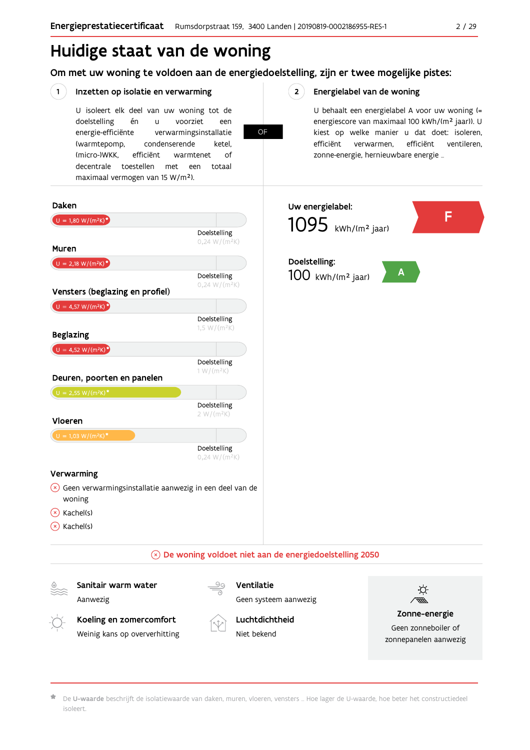# Huidige staat van de woning

## Om met uw woning te voldoen aan de energiedoelstelling, zijn er twee mogelijke pistes:

### 1 Inzetten op isolatie en verwarming

U isoleert elk deel van uw woning tot de doelstelling én u voorziet een energie-efficiënte verwarmingsinstallatie (warmtepomp, condenserende ketel, (micro-)WKK, efficiënt warmtenet of decentrale toestellen met een totaal maximaal vermogen van 15 W/m²).

OF

### 2 Energielabel van de woning

U behaalt een energielabel A voor uw woning (= energiescore van maximaal 100 kWh/(m² jaar)). U kiest op welke manier u dat doet: isoleren, efficiënt verwarmen, efficiënt ventileren, zonne-energie, hernieuwbare energie …

**Daken**

U = 1,80 W/(m²K)*
Doelstelling 0,24 W/(m²K)

**Muren**

U = 2,18 W/(m²K)*
Doelstelling 0,24 W/(m²K)

**Vensters (beglazing en profiel)**

U = 4,57 W/(m²K)*
Doelstelling 1,5 W/(m²K)

**Beglazing**

U = 4,52 W/(m²K)*
Doelstelling 1 W/(m²K)

**Deuren, poorten en panelen**

U = 2,55 W/(m²K)*
Doelstelling 2 W/(m²K)

**Vloeren**

U = 1,03 W/(m²K)*
Doelstelling 0,24 W/(m²K)

**Verwarming**

- ⊗ Geen verwarmingsinstallatie aanwezig in een deel van de woning
- ⊗ Kachel(s)
- ⊗ Kachel(s)

**Uw energielabel:** F
1095 kWh/(m² jaar)

**Doelstelling:** A
100 kWh/(m² jaar)

⊗ De woning voldoet niet aan de energiedoelstelling 2050

**Sanitair warm water**
Aanwezig

**Ventilatie**
Geen systeem aanwezig

**Koeling en zomercomfort**
Weinig kans op oververhitting

**Luchtdichtheid**
Niet bekend

**Zonne-energie**
Geen zonneboiler of zonnepanelen aanwezig

* De **U-waarde** beschrijft de isolatiewaarde van daken, muren, vloeren, vensters … Hoe lager de U-waarde, hoe beter het constructiedeel isoleert.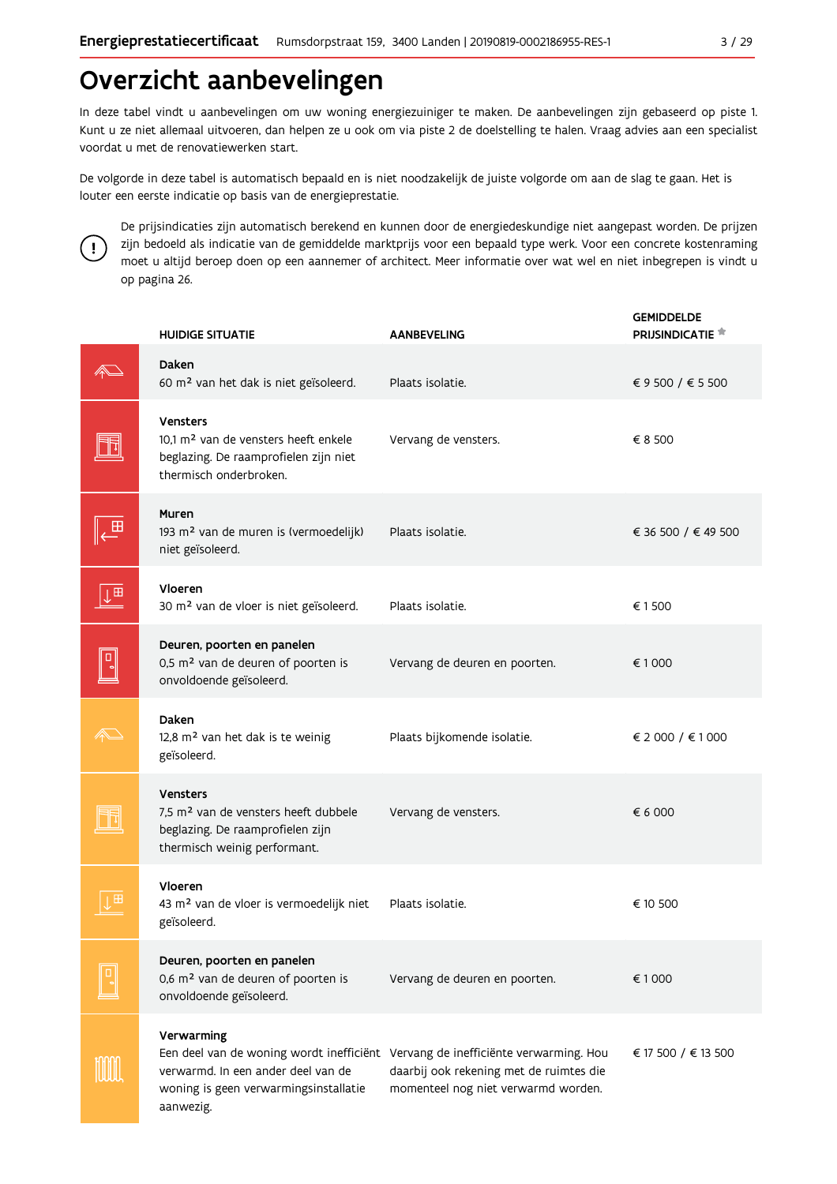# Overzicht aanbevelingen

In deze tabel vindt u aanbevelingen om uw woning energiezuiniger te maken. De aanbevelingen zijn gebaseerd op piste 1. Kunt u ze niet allemaal uitvoeren, dan helpen ze u ook om via piste 2 de doelstelling te halen. Vraag advies aan een specialist voordat u met de renovatiewerken start.

De volgorde in deze tabel is automatisch bepaald en is niet noodzakelijk de juiste volgorde om aan de slag te gaan. Het is louter een eerste indicatie op basis van de energieprestatie.

De prijsindicaties zijn automatisch berekend en kunnen door de energiedeskundige niet aangepast worden. De prijzen zijn bedoeld als indicatie van de gemiddelde marktprijs voor een bepaald type werk. Voor een concrete kostenraming moet u altijd beroep doen op een aannemer of architect. Meer informatie over wat wel en niet inbegrepen is vindt u op pagina 26.

| HUIDIGE SITUATIE | AANBEVELING | GEMIDDELDE PRIJSINDICATIE * |
|---|---|---|
| **Daken** 60 m² van het dak is niet geïsoleerd. | Plaats isolatie. | € 9 500 / € 5 500 |
| **Vensters** 10,1 m² van de vensters heeft enkele beglazing. De raamprofielen zijn niet thermisch onderbroken. | Vervang de vensters. | € 8 500 |
| **Muren** 193 m² van de muren is (vermoedelijk) niet geïsoleerd. | Plaats isolatie. | € 36 500 / € 49 500 |
| **Vloeren** 30 m² van de vloer is niet geïsoleerd. | Plaats isolatie. | € 1 500 |
| **Deuren, poorten en panelen** 0,5 m² van de deuren of poorten is onvoldoende geïsoleerd. | Vervang de deuren en poorten. | € 1 000 |
| **Daken** 12,8 m² van het dak is te weinig geïsoleerd. | Plaats bijkomende isolatie. | € 2 000 / € 1 000 |
| **Vensters** 7,5 m² van de vensters heeft dubbele beglazing. De raamprofielen zijn thermisch weinig performant. | Vervang de vensters. | € 6 000 |
| **Vloeren** 43 m² van de vloer is vermoedelijk niet geïsoleerd. | Plaats isolatie. | € 10 500 |
| **Deuren, poorten en panelen** 0,6 m² van de deuren of poorten is onvoldoende geïsoleerd. | Vervang de deuren en poorten. | € 1 000 |
| **Verwarming** Een deel van de woning wordt inefficiënt verwarmd. In een ander deel van de woning is geen verwarmingsinstallatie aanwezig. | Vervang de inefficiënte verwarming. Hou daarbij ook rekening met de ruimtes die momenteel nog niet verwarmd worden. | € 17 500 / € 13 500 |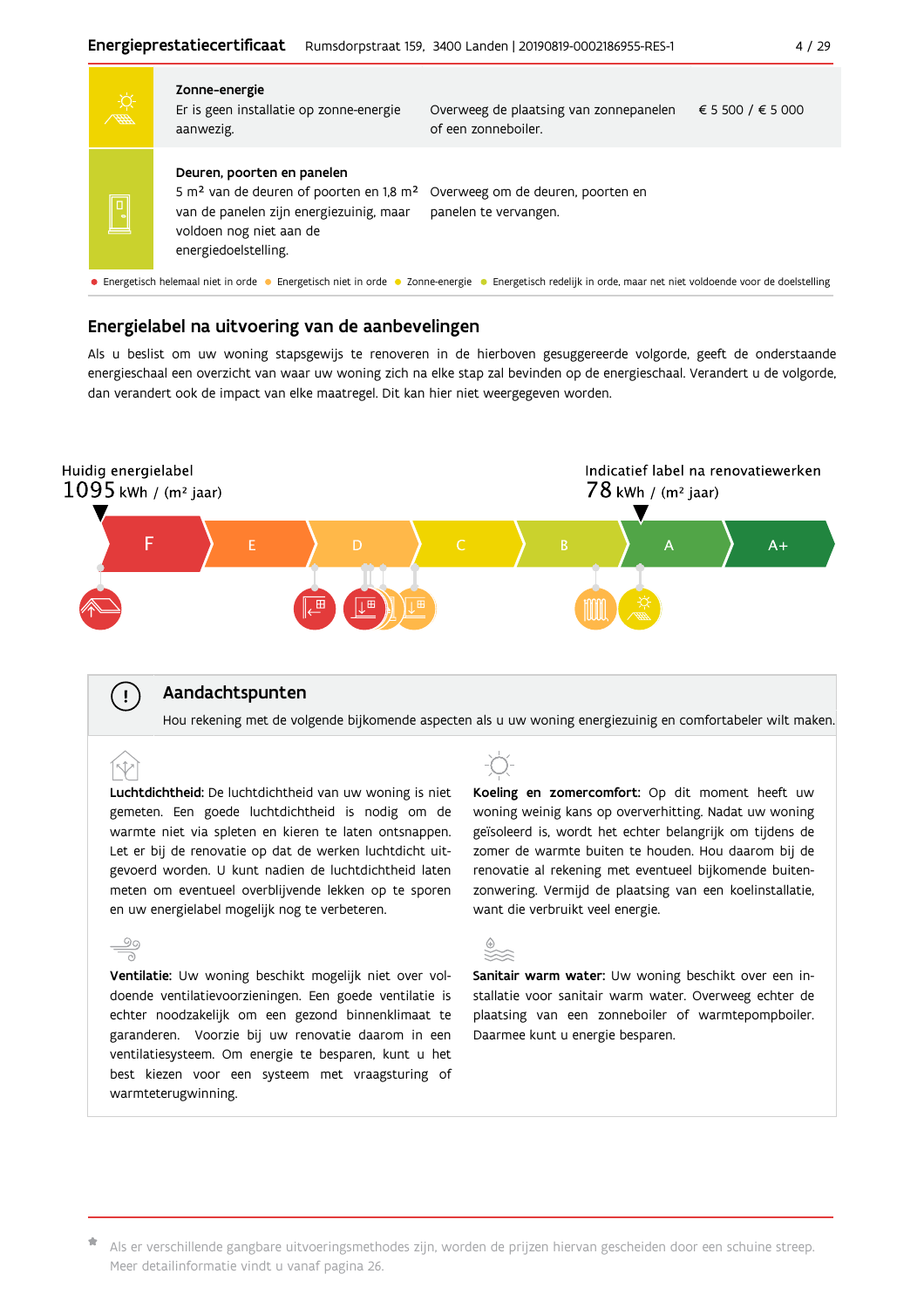| | | | |
|---|---|---|---|
| **Zonne-energie** Er is geen installatie op zonne-energie aanwezig. | Overweeg de plaatsing van zonnepanelen of een zonneboiler. | € 5 500 / € 5 000 |
| **Deuren, poorten en panelen** 5 m² van de deuren of poorten en 1,8 m² van de panelen zijn energiezuinig, maar voldoen nog niet aan de energiedoelstelling. | Overweeg om de deuren, poorten en panelen te vervangen. | |

● Energetisch helemaal niet in orde ● Energetisch niet in orde ● Zonne-energie ● Energetisch redelijk in orde, maar net niet voldoende voor de doelstelling

## Energielabel na uitvoering van de aanbevelingen

Als u beslist om uw woning stapsgewijs te renoveren in de hierboven gesuggereerde volgorde, geeft de onderstaande energieschaal een overzicht van waar uw woning zich na elke stap zal bevinden op de energieschaal. Verandert u de volgorde, dan verandert ook de impact van elke maatregel. Dit kan hier niet weergegeven worden.

Huidig energielabel
1095 kWh / (m² jaar)

Indicatief label na renovatiewerken
78 kWh / (m² jaar)

F | E | D | C | B | A | A+

## Aandachtspunten

Hou rekening met de volgende bijkomende aspecten als u uw woning energiezuinig en comfortabeler wilt maken.

**Luchtdichtheid:** De luchtdichtheid van uw woning is niet gemeten. Een goede luchtdichtheid is nodig om de warmte niet via spleten en kieren te laten ontsnappen. Let er bij de renovatie op dat de werken luchtdicht uitgevoerd worden. U kunt nadien de luchtdichtheid laten meten om eventueel overblijvende lekken op te sporen en uw energielabel mogelijk nog te verbeteren.

**Ventilatie:** Uw woning beschikt mogelijk niet over voldoende ventilatievoorzieningen. Een goede ventilatie is echter noodzakelijk om een gezond binnenklimaat te garanderen. Voorzie bij uw renovatie daarom in een ventilatiesysteem. Om energie te besparen, kunt u het best kiezen voor een systeem met vraagsturing of warmteterugwinning.

**Koeling en zomercomfort:** Op dit moment heeft uw woning weinig kans op oververhitting. Nadat uw woning geïsoleerd is, wordt het echter belangrijk om tijdens de zomer de warmte buiten te houden. Hou daarom bij de renovatie al rekening met eventueel bijkomende buitenzonwering. Vermijd de plaatsing van een koelinstallatie, want die verbruikt veel energie.

**Sanitair warm water:** Uw woning beschikt over een installatie voor sanitair warm water. Overweeg echter de plaatsing van een zonneboiler of warmtepompboiler. Daarmee kunt u energie besparen.

* Als er verschillende gangbare uitvoeringsmethodes zijn, worden de prijzen hiervan gescheiden door een schuine streep. Meer detailinformatie vindt u vanaf pagina 26.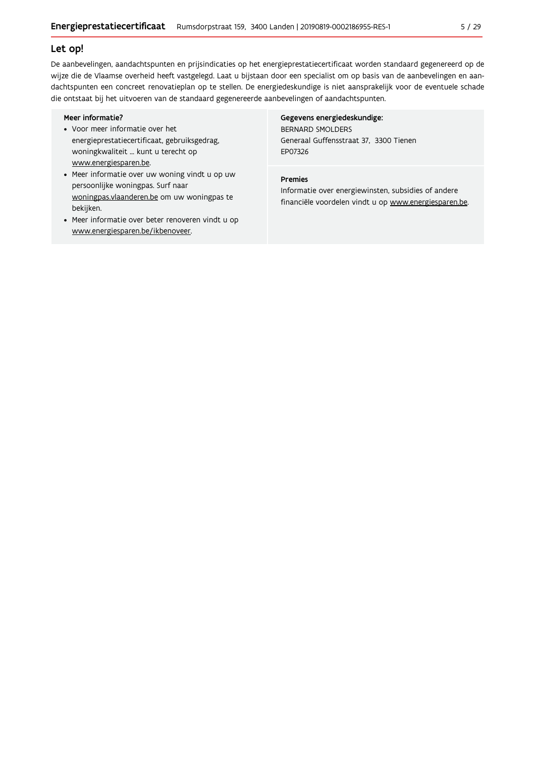## Let op!

De aanbevelingen, aandachtspunten en prijsindicaties op het energieprestatiecertificaat worden standaard gegenereerd op de wijze die de Vlaamse overheid heeft vastgelegd. Laat u bijstaan door een specialist om op basis van de aanbevelingen en aandachtspunten een concreet renovatieplan op te stellen. De energiedeskundige is niet aansprakelijk voor de eventuele schade die ontstaat bij het uitvoeren van de standaard gegenereerde aanbevelingen of aandachtspunten.

**Meer informatie?**

- Voor meer informatie over het energieprestatiecertificaat, gebruiksgedrag, woningkwaliteit ... kunt u terecht op www.energiesparen.be.
- Meer informatie over uw woning vindt u op uw persoonlijke woningpas. Surf naar woningpas.vlaanderen.be om uw woningpas te bekijken.
- Meer informatie over beter renoveren vindt u op www.energiesparen.be/ikbenoveer.

**Gegevens energiedeskundige:**

BERNARD SMOLDERS
Generaal Guffensstraat 37, 3300 Tienen
EP07326

**Premies**

Informatie over energiewinsten, subsidies of andere financiële voordelen vindt u op www.energiesparen.be.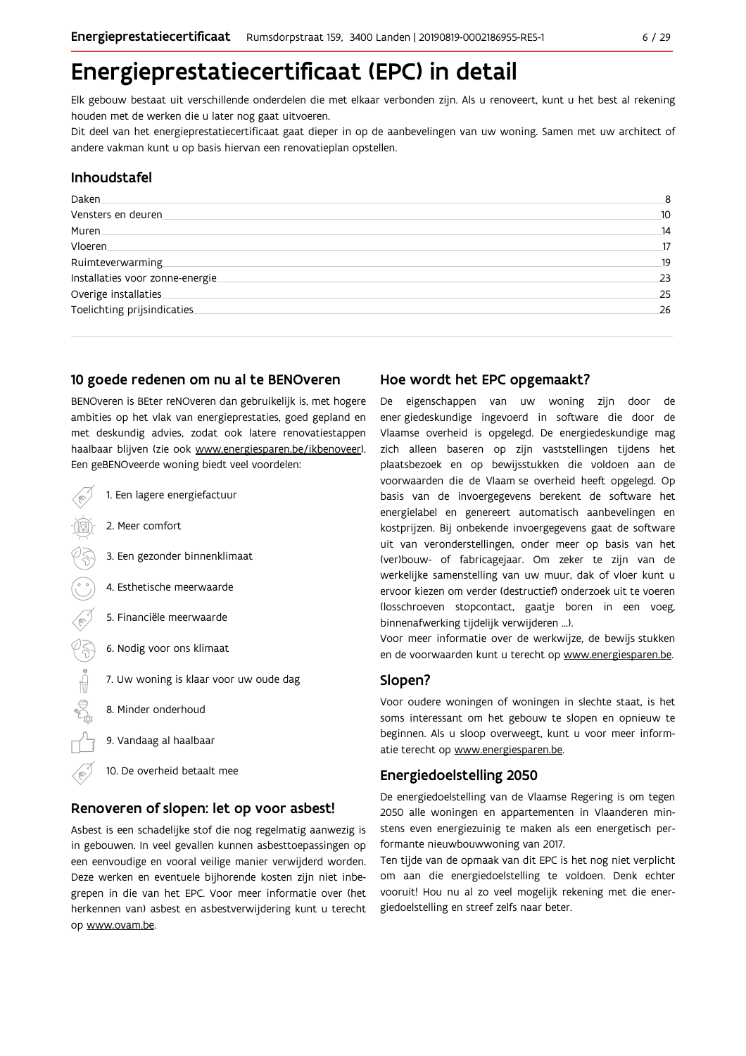# Energieprestatiecertificaat (EPC) in detail

Elk gebouw bestaat uit verschillende onderdelen die met elkaar verbonden zijn. Als u renoveert, kunt u het best al rekening houden met de werken die u later nog gaat uitvoeren.

Dit deel van het energieprestatiecertificaat gaat dieper in op de aanbevelingen van uw woning. Samen met uw architect of andere vakman kunt u op basis hiervan een renovatieplan opstellen.

## Inhoudstafel

| | |
|---|---|
| Daken | 8 |
| Vensters en deuren | 10 |
| Muren | 14 |
| Vloeren | 17 |
| Ruimteverwarming | 19 |
| Installaties voor zonne-energie | 23 |
| Overige installaties | 25 |
| Toelichting prijsindicaties | 26 |

## 10 goede redenen om nu al te BENOveren

BENOveren is BEter reNOveren dan gebruikelijk is, met hogere ambities op het vlak van energieprestaties, goed gepland en met deskundig advies, zodat ook latere renovatiestappen haalbaar blijven (zie ook www.energiesparen.be/ikbenoveer). Een geBENOveerde woning biedt veel voordelen:

1. Een lagere energiefactuur
2. Meer comfort
3. Een gezonder binnenklimaat
4. Esthetische meerwaarde
5. Financiële meerwaarde
6. Nodig voor ons klimaat
7. Uw woning is klaar voor uw oude dag
8. Minder onderhoud
9. Vandaag al haalbaar
10. De overheid betaalt mee

## Renoveren of slopen: let op voor asbest!

Asbest is een schadelijke stof die nog regelmatig aanwezig is in gebouwen. In veel gevallen kunnen asbesttoepassingen op een eenvoudige en vooral veilige manier verwijderd worden. Deze werken en eventuele bijhorende kosten zijn niet inbegrepen in die van het EPC. Voor meer informatie over (het herkennen van) asbest en asbestverwijdering kunt u terecht op www.ovam.be.

## Hoe wordt het EPC opgemaakt?

De eigenschappen van uw woning zijn door de ener giedeskundige ingevoerd in software die door de Vlaamse overheid is opgelegd. De energiedeskundige mag zich alleen baseren op zijn vaststellingen tijdens het plaatsbezoek en op bewijsstukken die voldoen aan de voorwaarden die de Vlaam se overheid heeft opgelegd. Op basis van de invoergegevens berekent de software het energielabel en genereert automatisch aanbevelingen en kostprijzen. Bij onbekende invoergegevens gaat de software uit van veronderstellingen, onder meer op basis van het (ver)bouw- of fabricagejaar. Om zeker te zijn van de werkelijke samenstelling van uw muur, dak of vloer kunt u ervoor kiezen om verder (destructief) onderzoek uit te voeren (losschroeven stopcontact, gaatje boren in een voeg, binnenafwerking tijdelijk verwijderen ...).

Voor meer informatie over de werkwijze, de bewijs stukken en de voorwaarden kunt u terecht op www.energiesparen.be.

## Slopen?

Voor oudere woningen of woningen in slechte staat, is het soms interessant om het gebouw te slopen en opnieuw te beginnen. Als u sloop overweegt, kunt u voor meer informatie terecht op www.energiesparen.be.

## Energiedoelstelling 2050

De energiedoelstelling van de Vlaamse Regering is om tegen 2050 alle woningen en appartementen in Vlaanderen minstens even energiezuinig te maken als een energetisch performante nieuwbouwwoning van 2017.

Ten tijde van de opmaak van dit EPC is het nog niet verplicht om aan die energiedoelstelling te voldoen. Denk echter vooruit! Hou nu al zo veel mogelijk rekening met die energiedoelstelling en streef zelfs naar beter.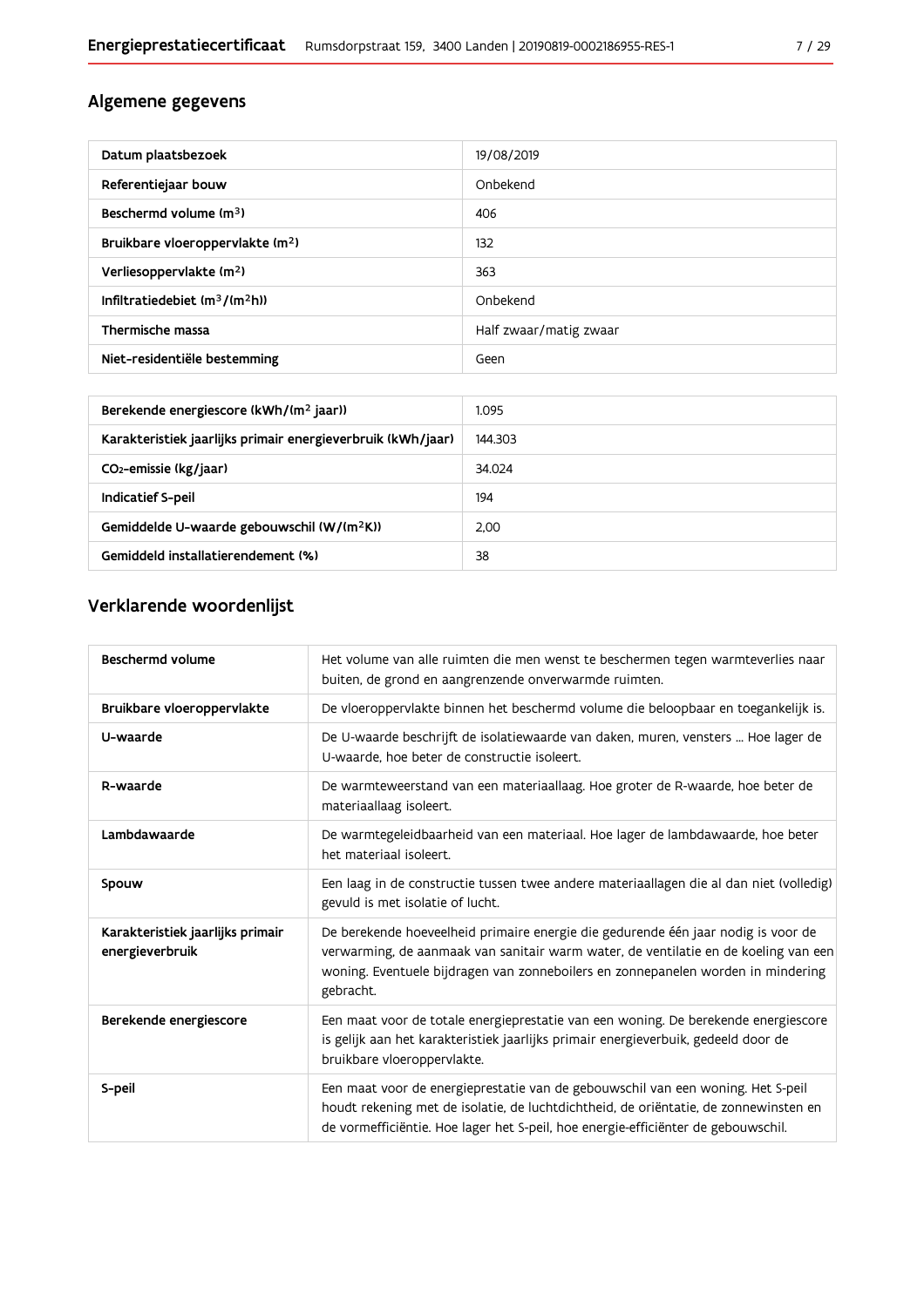## Algemene gegevens

| | |
|---|---|
| Datum plaatsbezoek | 19/08/2019 |
| Referentiejaar bouw | Onbekend |
| Beschermd volume ($m^3$) | 406 |
| Bruikbare vloeroppervlakte ($m^2$) | 132 |
| Verliesoppervlakte ($m^2$) | 363 |
| Infiltratiedebiet ($m^3/(m^2h)$) | Onbekend |
| Thermische massa | Half zwaar/matig zwaar |
| Niet-residentiële bestemming | Geen |

| | |
|---|---|
| Berekende energiescore (kWh/($m^2$ jaar)) | 1.095 |
| Karakteristiek jaarlijks primair energieverbruik (kWh/jaar) | 144.303 |
| $CO_2$-emissie (kg/jaar) | 34.024 |
| Indicatief S-peil | 194 |
| Gemiddelde U-waarde gebouwschil (W/($m^2$K)) | 2,00 |
| Gemiddeld installatierendement (%) | 38 |

## Verklarende woordenlijst

| | |
|---|---|
| Beschermd volume | Het volume van alle ruimten die men wenst te beschermen tegen warmteverlies naar buiten, de grond en aangrenzende onverwarmde ruimten. |
| Bruikbare vloeroppervlakte | De vloeroppervlakte binnen het beschermd volume die beloopbaar en toegankelijk is. |
| U-waarde | De U-waarde beschrijft de isolatiewaarde van daken, muren, vensters ... Hoe lager de U-waarde, hoe beter de constructie isoleert. |
| R-waarde | De warmteweerstand van een materiaallaag. Hoe groter de R-waarde, hoe beter de materiaallaag isoleert. |
| Lambdawaarde | De warmtegeleidbaarheid van een materiaal. Hoe lager de lambdawaarde, hoe beter het materiaal isoleert. |
| Spouw | Een laag in de constructie tussen twee andere materiaallagen die al dan niet (volledig) gevuld is met isolatie of lucht. |
| Karakteristiek jaarlijks primair energieverbruik | De berekende hoeveelheid primaire energie die gedurende één jaar nodig is voor de verwarming, de aanmaak van sanitair warm water, de ventilatie en de koeling van een woning. Eventuele bijdragen van zonneboilers en zonnepanelen worden in mindering gebracht. |
| Berekende energiescore | Een maat voor de totale energieprestatie van een woning. De berekende energiescore is gelijk aan het karakteristiek jaarlijks primair energieverbuik, gedeeld door de bruikbare vloeroppervlakte. |
| S-peil | Een maat voor de energieprestatie van de gebouwschil van een woning. Het S-peil houdt rekening met de isolatie, de luchtdichtheid, de oriëntatie, de zonnewinsten en de vormefficiëntie. Hoe lager het S-peil, hoe energie-efficiënter de gebouwschil. |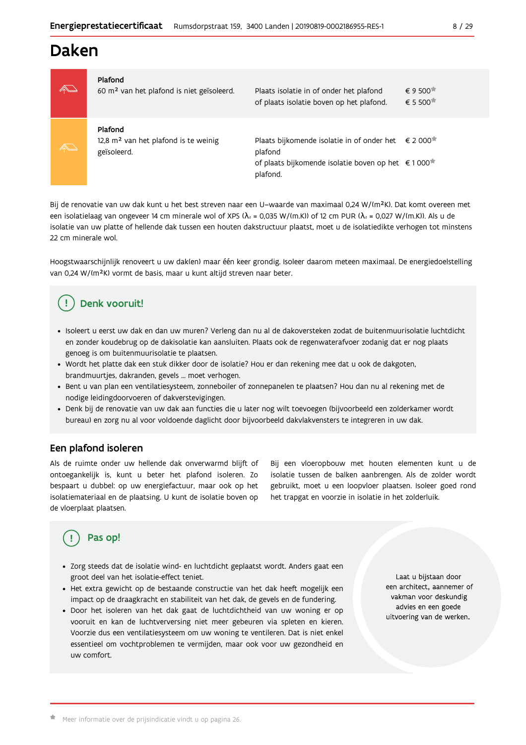# Daken

| | | | |
|---|---|---|---|
| **Plafond**<br>60 m² van het plafond is niet geïsoleerd. | Plaats isolatie in of onder het plafond<br>of plaats isolatie boven op het plafond. | € 9 500*<br>€ 5 500* |
| **Plafond**<br>12,8 m² van het plafond is te weinig geïsoleerd. | Plaats bijkomende isolatie in of onder het plafond<br>of plaats bijkomende isolatie boven op het plafond. | € 2 000*<br>€ 1 000* |

Bij de renovatie van uw dak kunt u het best streven naar een U–waarde van maximaal 0,24 W/(m²K). Dat komt overeen met een isolatielaag van ongeveer 14 cm minerale wol of XPS ($\lambda_d$ = 0,035 W/(m.K)) of 12 cm PUR ($\lambda_d$ = 0,027 W/(m.K)). Als u de isolatie van uw platte of hellende dak tussen een houten dakstructuur plaatst, moet u de isolatiedikte verhogen tot minstens 22 cm minerale wol.

Hoogstwaarschijnlijk renoveert u uw dak(en) maar één keer grondig. Isoleer daarom meteen maximaal. De energiedoelstelling van 0,24 W/(m²K) vormt de basis, maar u kunt altijd streven naar beter.

## Denk vooruit!

- Isoleert u eerst uw dak en dan uw muren? Verleng dan nu al de dakoversteken zodat de buitenmuurisolatie luchtdicht en zonder koudebrug op de dakisolatie kan aansluiten. Plaats ook de regenwaterafvoer zodanig dat er nog plaats genoeg is om buitenmuurisolatie te plaatsen.
- Wordt het platte dak een stuk dikker door de isolatie? Hou er dan rekening mee dat u ook de dakgoten, brandmuurtjes, dakranden, gevels ... moet verhogen.
- Bent u van plan een ventilatiesysteem, zonneboiler of zonnepanelen te plaatsen? Hou dan nu al rekening met de nodige leidingdoorvoeren of dakverstevigingen.
- Denk bij de renovatie van uw dak aan functies die u later nog wilt toevoegen (bijvoorbeeld een zolderkamer wordt bureau) en zorg nu al voor voldoende daglicht door bijvoorbeeld dakvlakvensters te integreren in uw dak.

## Een plafond isoleren

Als de ruimte onder uw hellende dak onverwarmd blijft of ontoegankelijk is, kunt u beter het plafond isoleren. Zo bespaart u dubbel: op uw energiefactuur, maar ook op het isolatiemateriaal en de plaatsing. U kunt de isolatie boven op de vloerplaat plaatsen.

Bij een vloeropbouw met houten elementen kunt u de isolatie tussen de balken aanbrengen. Als de zolder wordt gebruikt, moet u een loopvloer plaatsen. Isoleer goed rond het trapgat en voorzie in isolatie in het zolderluik.

## Pas op!

- Zorg steeds dat de isolatie wind- en luchtdicht geplaatst wordt. Anders gaat een groot deel van het isolatie-effect teniet.
- Het extra gewicht op de bestaande constructie van het dak heeft mogelijk een impact op de draagkracht en stabiliteit van het dak, de gevels en de fundering.
- Door het isoleren van het dak gaat de luchtdichtheid van uw woning er op vooruit en kan de luchtverversing niet meer gebeuren via spleten en kieren. Voorzie dus een ventilatiesysteem om uw woning te ventileren. Dat is niet enkel essentieel om vochtproblemen te vermijden, maar ook voor uw gezondheid en uw comfort.

Laat u bijstaan door een architect, aannemer of vakman voor deskundig advies en een goede uitvoering van de werken.

* Meer informatie over de prijsindicatie vindt u op pagina 26.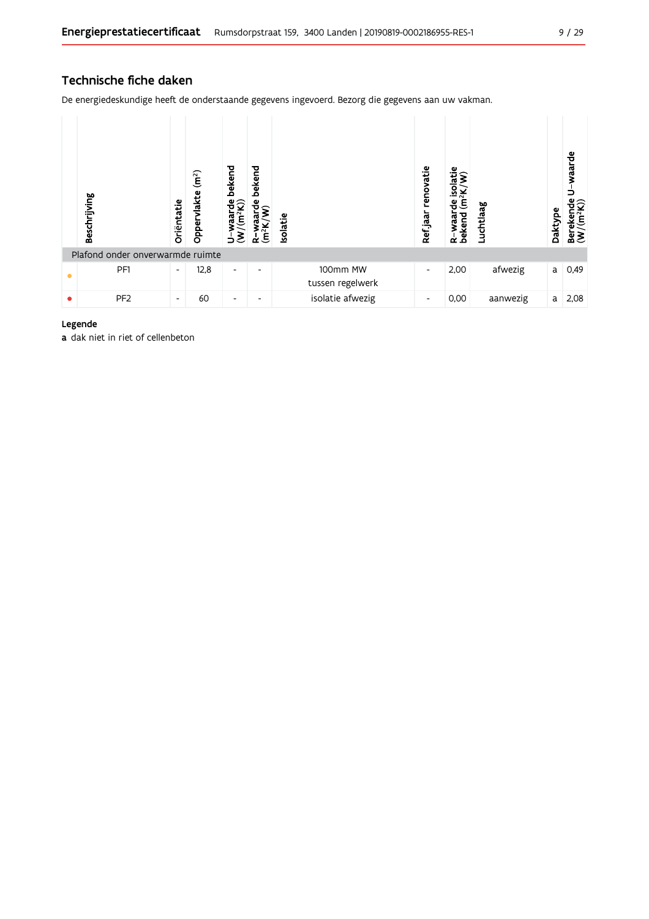## Technische fiche daken

De energiedeskundige heeft de onderstaande gegevens ingevoerd. Bezorg die gegevens aan uw vakman.

| | Beschrijving | Oriëntatie | Oppervlakte (m²) | U-waarde bekend (W/(m²K)) | R-waarde bekend (m²K/W) | Isolatie | Ref.jaar renovatie | R-waarde isolatie bekend (m²K/W) | Luchtlaag | Daktype | Berekende U-waarde (W/(m²K)) |
|---|---|---|---|---|---|---|---|---|---|---|---|
| Plafond onder onverwarmde ruimte | | | | | | | | | | | |
| ● | PF1 | - | 12,8 | - | - | 100mm MW tussen regelwerk | - | 2,00 | afwezig | a | 0,49 |
| ● | PF2 | - | 60 | - | - | isolatie afwezig | - | 0,00 | aanwezig | a | 2,08 |

**Legende**

**a** dak niet in riet of cellenbeton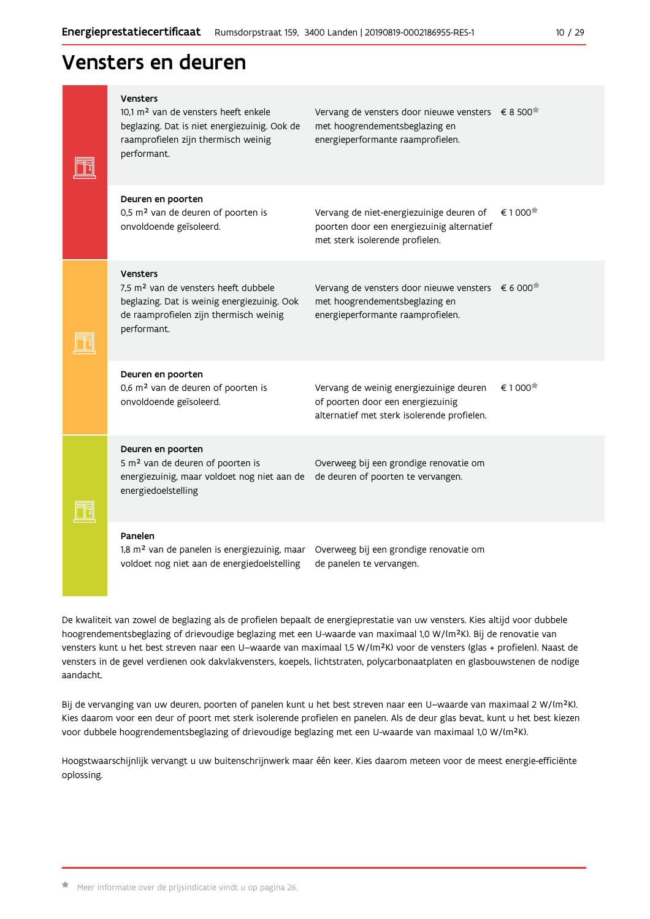# Vensters en deuren

| Onderdeel | Aanbeveling | Prijsindicatie |
|---|---|---|
| **Vensters**<br>10,1 m² van de vensters heeft enkele beglazing. Dat is niet energiezuinig. Ook de raamprofielen zijn thermisch weinig performant. | Vervang de vensters door nieuwe vensters met hoogrendementsbeglazing en energieperformante raamprofielen. | € 8 500* |
| **Deuren en poorten**<br>0,5 m² van de deuren of poorten is onvoldoende geïsoleerd. | Vervang de niet-energiezuinige deuren of poorten door een energiezuinig alternatief met sterk isolerende profielen. | € 1 000* |
| **Vensters**<br>7,5 m² van de vensters heeft dubbele beglazing. Dat is weinig energiezuinig. Ook de raamprofielen zijn thermisch weinig performant. | Vervang de vensters door nieuwe vensters met hoogrendementsbeglazing en energieperformante raamprofielen. | € 6 000* |
| **Deuren en poorten**<br>0,6 m² van de deuren of poorten is onvoldoende geïsoleerd. | Vervang de weinig energiezuinige deuren of poorten door een energiezuinig alternatief met sterk isolerende profielen. | € 1 000* |
| **Deuren en poorten**<br>5 m² van de deuren of poorten is energiezuinig, maar voldoet nog niet aan de energiedoelstelling | Overweeg bij een grondige renovatie om de deuren of poorten te vervangen. | |
| **Panelen**<br>1,8 m² van de panelen is energiezuinig, maar voldoet nog niet aan de energiedoelstelling | Overweeg bij een grondige renovatie om de panelen te vervangen. | |

De kwaliteit van zowel de beglazing als de profielen bepaalt de energieprestatie van uw vensters. Kies altijd voor dubbele hoogrendementsbeglazing of drievoudige beglazing met een U-waarde van maximaal 1,0 W/(m²K). Bij de renovatie van vensters kunt u het best streven naar een U-waarde van maximaal 1,5 W/(m²K) voor de vensters (glas + profielen). Naast de vensters in de gevel verdienen ook dakvlakvensters, koepels, lichtstraten, polycarbonaatplaten en glasbouwstenen de nodige aandacht.

Bij de vervanging van uw deuren, poorten of panelen kunt u het best streven naar een U-waarde van maximaal 2 W/(m²K). Kies daarom voor een deur of poort met sterk isolerende profielen en panelen. Als de deur glas bevat, kunt u het best kiezen voor dubbele hoogrendementsbeglazing of drievoudige beglazing met een U-waarde van maximaal 1,0 W/(m²K).

Hoogstwaarschijnlijk vervangt u uw buitenschrijnwerk maar één keer. Kies daarom meteen voor de meest energie-efficiënte oplossing.

* Meer informatie over de prijsindicatie vindt u op pagina 26.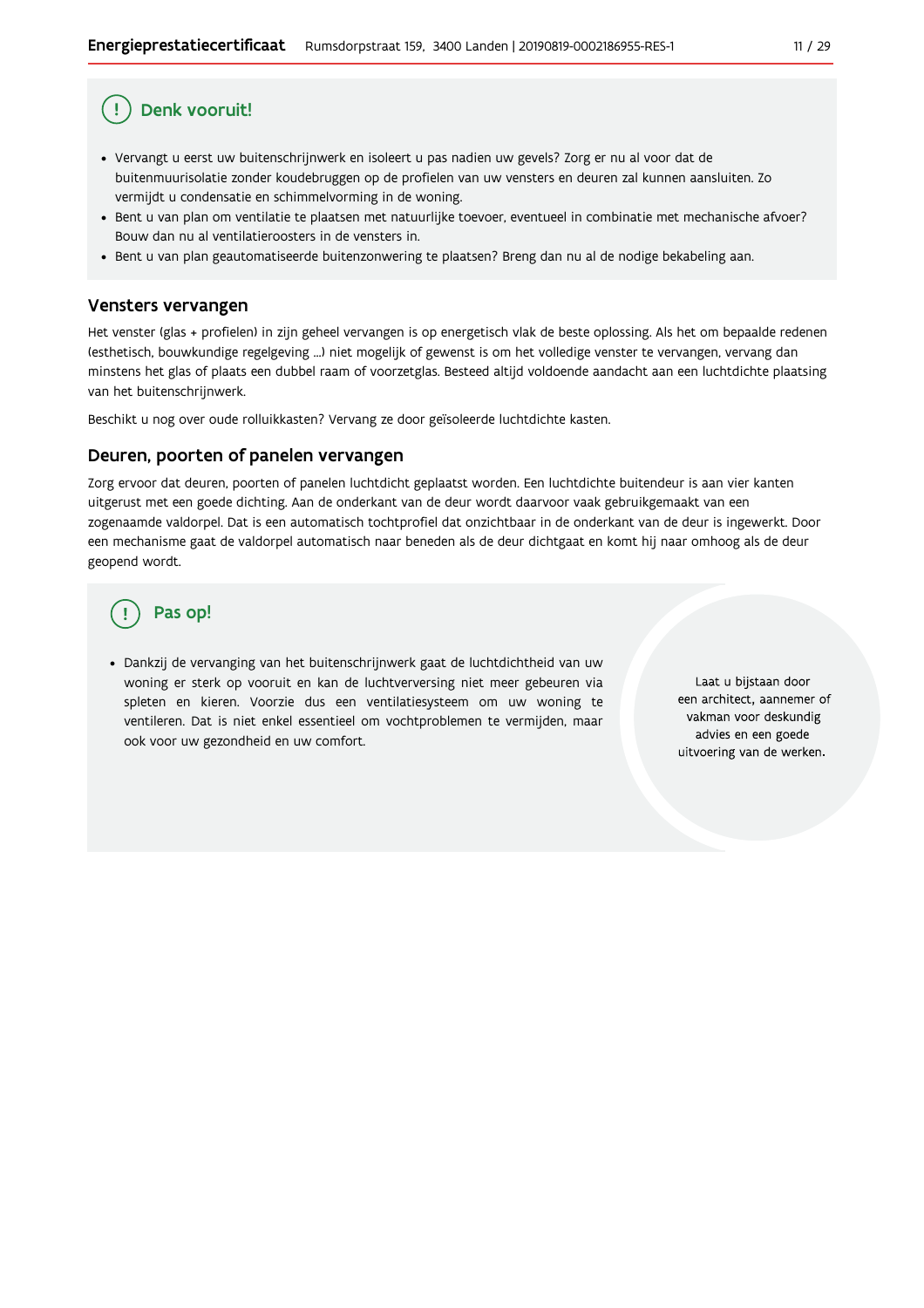## Denk vooruit!

- Vervangt u eerst uw buitenschrijnwerk en isoleert u pas nadien uw gevels? Zorg er nu al voor dat de buitenmuurisolatie zonder koudebruggen op de profielen van uw vensters en deuren zal kunnen aansluiten. Zo vermijdt u condensatie en schimmelvorming in de woning.
- Bent u van plan om ventilatie te plaatsen met natuurlijke toevoer, eventueel in combinatie met mechanische afvoer? Bouw dan nu al ventilatieroosters in de vensters in.
- Bent u van plan geautomatiseerde buitenzonwering te plaatsen? Breng dan nu al de nodige bekabeling aan.

## Vensters vervangen

Het venster (glas + profielen) in zijn geheel vervangen is op energetisch vlak de beste oplossing. Als het om bepaalde redenen (esthetisch, bouwkundige regelgeving ...) niet mogelijk of gewenst is om het volledige venster te vervangen, vervang dan minstens het glas of plaats een dubbel raam of voorzetglas. Besteed altijd voldoende aandacht aan een luchtdichte plaatsing van het buitenschrijnwerk.

Beschikt u nog over oude rolluikkasten? Vervang ze door geïsoleerde luchtdichte kasten.

## Deuren, poorten of panelen vervangen

Zorg ervoor dat deuren, poorten of panelen luchtdicht geplaatst worden. Een luchtdichte buitendeur is aan vier kanten uitgerust met een goede dichting. Aan de onderkant van de deur wordt daarvoor vaak gebruikgemaakt van een zogenaamde valdorpel. Dat is een automatisch tochtprofiel dat onzichtbaar in de onderkant van de deur is ingewerkt. Door een mechanisme gaat de valdorpel automatisch naar beneden als de deur dichtgaat en komt hij naar omhoog als de deur geopend wordt.

## Pas op!

- Dankzij de vervanging van het buitenschrijnwerk gaat de luchtdichtheid van uw woning er sterk op vooruit en kan de luchtverversing niet meer gebeuren via spleten en kieren. Voorzie dus een ventilatiesysteem om uw woning te ventileren. Dat is niet enkel essentieel om vochtproblemen te vermijden, maar ook voor uw gezondheid en uw comfort.

Laat u bijstaan door een architect, aannemer of vakman voor deskundig advies en een goede uitvoering van de werken.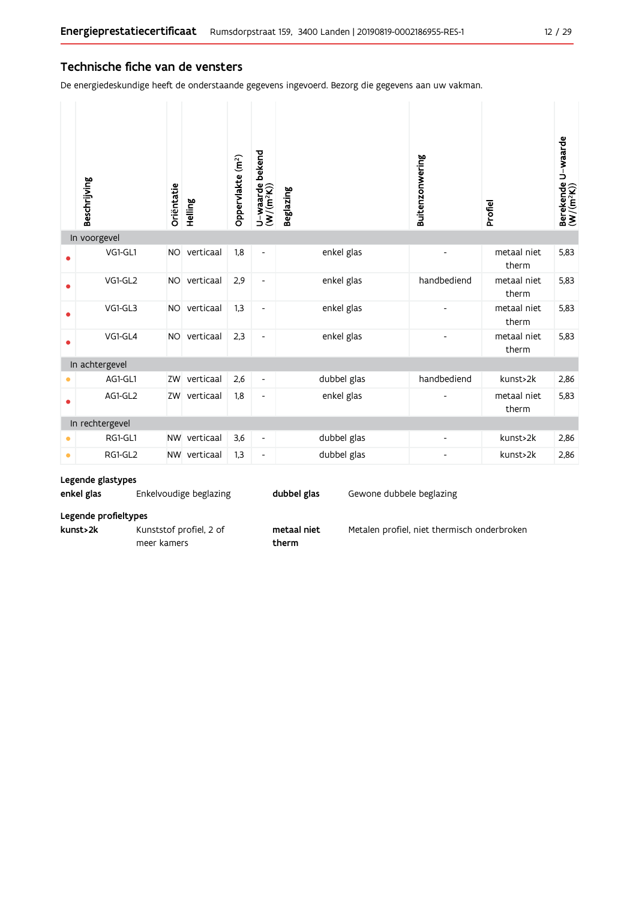## Technische fiche van de vensters

De energiedeskundige heeft de onderstaande gegevens ingevoerd. Bezorg die gegevens aan uw vakman.

| | Beschrijving | Oriëntatie | Helling | Oppervlakte (m²) | U-waarde bekend (W/(m²K)) | Beglazing | Buitenzonwering | Profiel | Berekende U-waarde (W/(m²K)) |
|---|---|---|---|---|---|---|---|---|---|
| **In voorgevel** | | | | | | | | | |
| • | VG1-GL1 | NO | verticaal | 1,8 | - | enkel glas | - | metaal niet therm | 5,83 |
| • | VG1-GL2 | NO | verticaal | 2,9 | - | enkel glas | handbediend | metaal niet therm | 5,83 |
| • | VG1-GL3 | NO | verticaal | 1,3 | - | enkel glas | - | metaal niet therm | 5,83 |
| • | VG1-GL4 | NO | verticaal | 2,3 | - | enkel glas | - | metaal niet therm | 5,83 |
| **In achtergevel** | | | | | | | | | |
| • | AG1-GL1 | ZW | verticaal | 2,6 | - | dubbel glas | handbediend | kunst>2k | 2,86 |
| • | AG1-GL2 | ZW | verticaal | 1,8 | - | enkel glas | - | metaal niet therm | 5,83 |
| **In rechtergevel** | | | | | | | | | |
| • | RG1-GL1 | NW | verticaal | 3,6 | - | dubbel glas | - | kunst>2k | 2,86 |
| • | RG1-GL2 | NW | verticaal | 1,3 | - | dubbel glas | - | kunst>2k | 2,86 |

**Legende glastypes**

**enkel glas** Enkelvoudige beglazing

**dubbel glas** Gewone dubbele beglazing

**Legende profieltypes**

**kunst>2k** Kunststof profiel, 2 of meer kamers

**metaal niet therm** Metalen profiel, niet thermisch onderbroken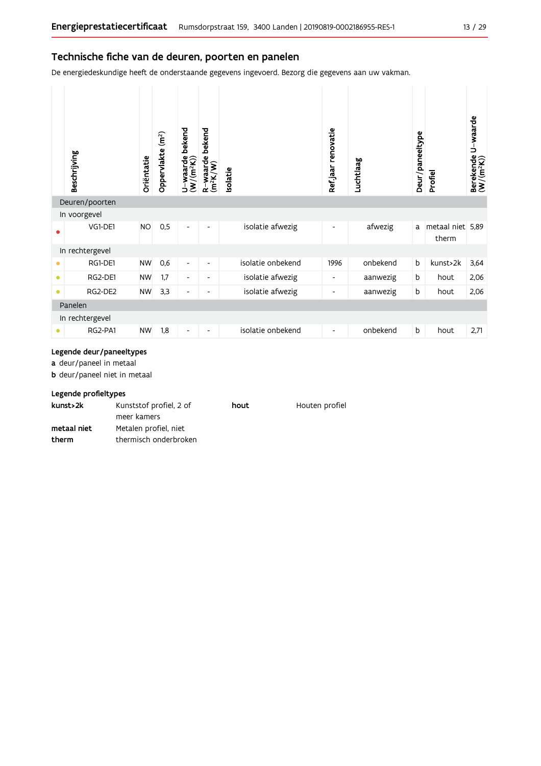## Technische fiche van de deuren, poorten en panelen

De energiedeskundige heeft de onderstaande gegevens ingevoerd. Bezorg die gegevens aan uw vakman.

| | Beschrijving | Oriëntatie | Oppervlakte (m²) | U-waarde bekend (W/(m²K)) | R-waarde bekend (m²K/W) | Isolatie | Ref.jaar renovatie | Luchtlaag | Deur/paneeltype | Profiel | Berekende U-waarde (W/(m²K)) |
|---|---|---|---|---|---|---|---|---|---|---|---|
| **Deuren/poorten** | | | | | | | | | | | |
| In voorgevel | | | | | | | | | | | |
| ● | VG1-DE1 | NO | 0,5 | - | - | isolatie afwezig | - | afwezig | a | metaal niet therm | 5,89 |
| In rechtergevel | | | | | | | | | | | |
| ● | RG1-DE1 | NW | 0,6 | - | - | isolatie onbekend | 1996 | onbekend | b | kunst>2k | 3,64 |
| ● | RG2-DE1 | NW | 1,7 | - | - | isolatie afwezig | - | aanwezig | b | hout | 2,06 |
| ● | RG2-DE2 | NW | 3,3 | - | - | isolatie afwezig | - | aanwezig | b | hout | 2,06 |
| **Panelen** | | | | | | | | | | | |
| In rechtergevel | | | | | | | | | | | |
| ● | RG2-PA1 | NW | 1,8 | - | - | isolatie onbekend | - | onbekend | b | hout | 2,71 |

**Legende deur/paneeltypes**

**a** deur/paneel in metaal

**b** deur/paneel niet in metaal

**Legende profieltypes**

| | |
|---|---|
| **kunst>2k** | Kunststof profiel, 2 of meer kamers |
| **metaal niet therm** | Metalen profiel, niet thermisch onderbroken |
| **hout** | Houten profiel |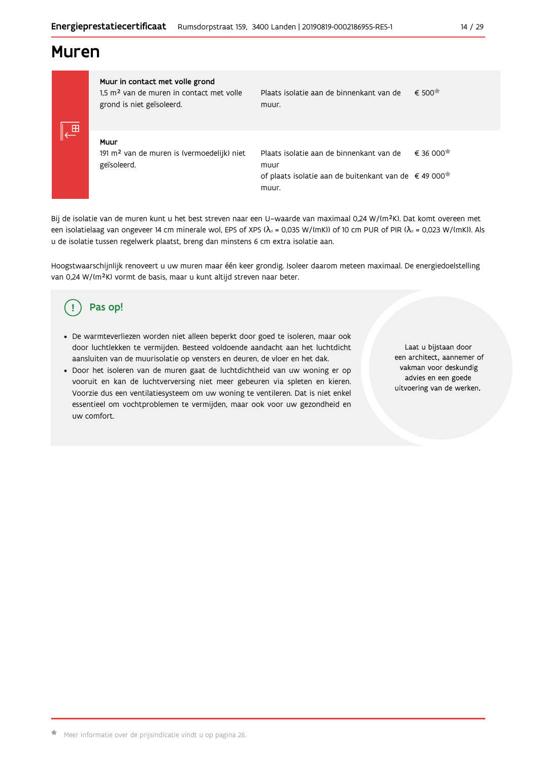# Muren

| | | |
|---|---|---|
| **Muur in contact met volle grond**<br>1,5 m² van de muren in contact met volle grond is niet geïsoleerd. | Plaats isolatie aan de binnenkant van de muur. | € 500* |
| **Muur**<br>191 m² van de muren is (vermoedelijk) niet geïsoleerd. | Plaats isolatie aan de binnenkant van de muur<br>of plaats isolatie aan de buitenkant van de muur. | € 36 000*<br>€ 49 000* |

Bij de isolatie van de muren kunt u het best streven naar een U-waarde van maximaal 0,24 W/(m²K). Dat komt overeen met een isolatielaag van ongeveer 14 cm minerale wol, EPS of XPS ($\lambda_d$ = 0,035 W/(mK)) of 10 cm PUR of PIR ($\lambda_d$ = 0,023 W/(mK)). Als u de isolatie tussen regelwerk plaatst, breng dan minstens 6 cm extra isolatie aan.

Hoogstwaarschijnlijk renoveert u uw muren maar één keer grondig. Isoleer daarom meteen maximaal. De energiedoelstelling van 0,24 W/(m²K) vormt de basis, maar u kunt altijd streven naar beter.

## Pas op!

- De warmteverliezen worden niet alleen beperkt door goed te isoleren, maar ook door luchtlekken te vermijden. Besteed voldoende aandacht aan het luchtdicht aansluiten van de muurisolatie op vensters en deuren, de vloer en het dak.
- Door het isoleren van de muren gaat de luchtdichtheid van uw woning er op vooruit en kan de luchtverversing niet meer gebeuren via spleten en kieren. Voorzie dus een ventilatiesysteem om uw woning te ventileren. Dat is niet enkel essentieel om vochtproblemen te vermijden, maar ook voor uw gezondheid en uw comfort.

Laat u bijstaan door een architect, aannemer of vakman voor deskundig advies en een goede uitvoering van de werken.

* Meer informatie over de prijsindicatie vindt u op pagina 26.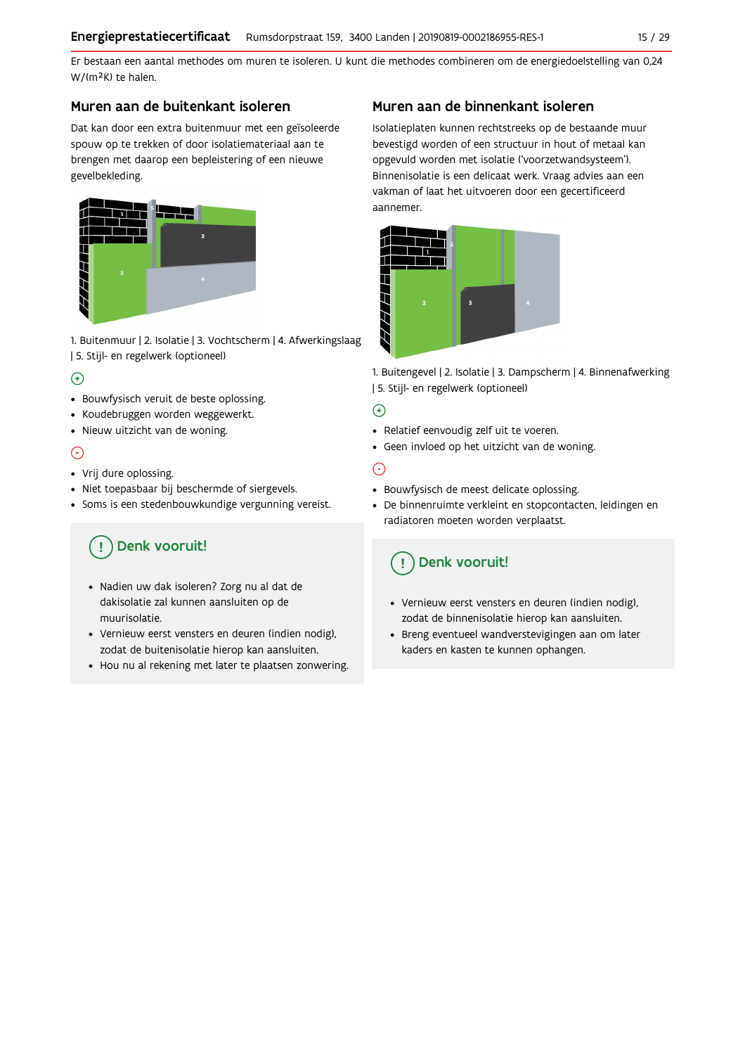Er bestaan een aantal methodes om muren te isoleren. U kunt die methodes combineren om de energiedoelstelling van 0,24 W/(m²K) te halen.

## Muren aan de buitenkant isoleren

Dat kan door een extra buitenmuur met een geïsoleerde spouw op te trekken of door isolatiemateriaal aan te brengen met daarop een bepleistering of een nieuwe gevelbekleding.

1. Buitenmuur | 2. Isolatie | 3. Vochtscherm | 4. Afwerkingslaag | 5. Stijl- en regelwerk (optioneel)

⊕

- Bouwfysisch veruit de beste oplossing.
- Koudebruggen worden weggewerkt.
- Nieuw uitzicht van de woning.

⊖

- Vrij dure oplossing.
- Niet toepasbaar bij beschermde of siergevels.
- Soms is een stedenbouwkundige vergunning vereist.

### Denk vooruit!

- Nadien uw dak isoleren? Zorg nu al dat de dakisolatie zal kunnen aansluiten op de muurisolatie.
- Vernieuw eerst vensters en deuren (indien nodig), zodat de buitenisolatie hierop kan aansluiten.
- Hou nu al rekening met later te plaatsen zonwering.

## Muren aan de binnenkant isoleren

Isolatieplaten kunnen rechtstreeks op de bestaande muur bevestigd worden of een structuur in hout of metaal kan opgevuld worden met isolatie ('voorzetwandsysteem'). Binnenisolatie is een delicaat werk. Vraag advies aan een vakman of laat het uitvoeren door een gecertificeerd aannemer.

1. Buitengevel | 2. Isolatie | 3. Dampscherm | 4. Binnenafwerking | 5. Stijl- en regelwerk (optioneel)

⊕

- Relatief eenvoudig zelf uit te voeren.
- Geen invloed op het uitzicht van de woning.

⊖

- Bouwfysisch de meest delicate oplossing.
- De binnenruimte verkleint en stopcontacten, leidingen en radiatoren moeten worden verplaatst.

### Denk vooruit!

- Vernieuw eerst vensters en deuren (indien nodig), zodat de binnenisolatie hierop kan aansluiten.
- Breng eventueel wandverstevigingen aan om later kaders en kasten te kunnen ophangen.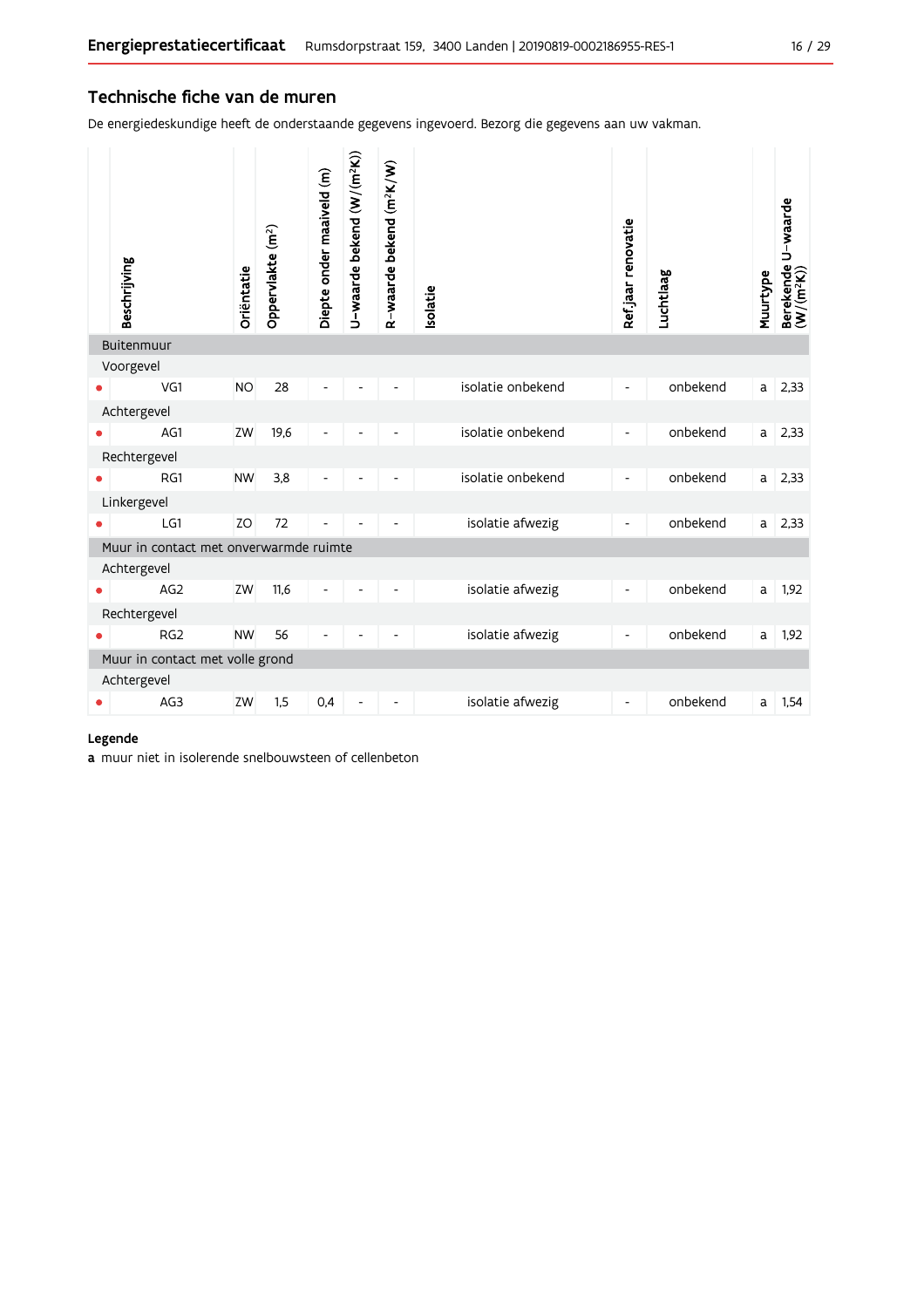## Technische fiche van de muren

De energiedeskundige heeft de onderstaande gegevens ingevoerd. Bezorg die gegevens aan uw vakman.

| | Beschrijving | Oriëntatie | Oppervlakte ($m^2$) | Diepte onder maaiveld (m) | U-waarde bekend ($W/(m^2K)$) | R-waarde bekend ($m^2K/W$) | Isolatie | Ref.jaar renovatie | Luchtlaag | Muurtype | Berekende U-waarde ($W/(m^2K)$) |
|---|---|---|---|---|---|---|---|---|---|---|---|
| **Buitenmuur** | | | | | | | | | | | |
| Voorgevel | | | | | | | | | | | |
| • | VG1 | NO | 28 | - | - | - | isolatie onbekend | - | onbekend | a | 2,33 |
| Achtergevel | | | | | | | | | | | |
| • | AG1 | ZW | 19,6 | - | - | - | isolatie onbekend | - | onbekend | a | 2,33 |
| Rechtergevel | | | | | | | | | | | |
| • | RG1 | NW | 3,8 | - | - | - | isolatie onbekend | - | onbekend | a | 2,33 |
| Linkergevel | | | | | | | | | | | |
| • | LG1 | ZO | 72 | - | - | - | isolatie afwezig | - | onbekend | a | 2,33 |
| **Muur in contact met onverwarmde ruimte** | | | | | | | | | | | |
| Achtergevel | | | | | | | | | | | |
| • | AG2 | ZW | 11,6 | - | - | - | isolatie afwezig | - | onbekend | a | 1,92 |
| Rechtergevel | | | | | | | | | | | |
| • | RG2 | NW | 56 | - | - | - | isolatie afwezig | - | onbekend | a | 1,92 |
| **Muur in contact met volle grond** | | | | | | | | | | | |
| Achtergevel | | | | | | | | | | | |
| • | AG3 | ZW | 1,5 | 0,4 | - | - | isolatie afwezig | - | onbekend | a | 1,54 |

**Legende**

**a** muur niet in isolerende snelbouwsteen of cellenbeton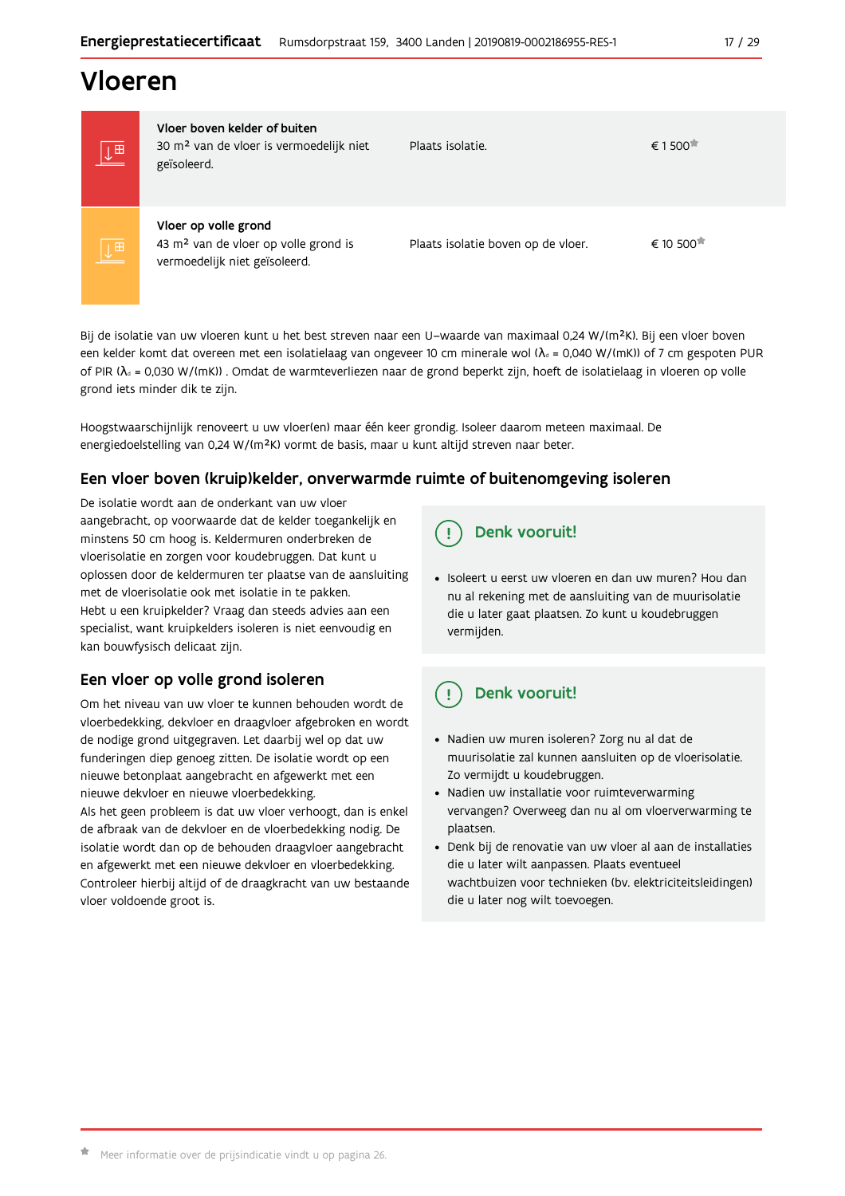# Vloeren

| | | | |
|---|---|---|---|
| | **Vloer boven kelder of buiten**<br>30 m² van de vloer is vermoedelijk niet geïsoleerd. | Plaats isolatie. | € 1 500* |
| | **Vloer op volle grond**<br>43 m² van de vloer op volle grond is vermoedelijk niet geïsoleerd. | Plaats isolatie boven op de vloer. | € 10 500* |

Bij de isolatie van uw vloeren kunt u het best streven naar een U–waarde van maximaal 0,24 W/(m²K). Bij een vloer boven een kelder komt dat overeen met een isolatielaag van ongeveer 10 cm minerale wol ($\lambda_d$ = 0,040 W/(mK)) of 7 cm gespoten PUR of PIR ($\lambda_d$ = 0,030 W/(mK)) . Omdat de warmteverliezen naar de grond beperkt zijn, hoeft de isolatielaag in vloeren op volle grond iets minder dik te zijn.

Hoogstwaarschijnlijk renoveert u uw vloer(en) maar één keer grondig. Isoleer daarom meteen maximaal. De energiedoelstelling van 0,24 W/(m²K) vormt de basis, maar u kunt altijd streven naar beter.

## Een vloer boven (kruip)kelder, onverwarmde ruimte of buitenomgeving isoleren

De isolatie wordt aan de onderkant van uw vloer aangebracht, op voorwaarde dat de kelder toegankelijk en minstens 50 cm hoog is. Keldermuren onderbreken de vloerisolatie en zorgen voor koudebruggen. Dat kunt u oplossen door de keldermuren ter plaatse van de aansluiting met de vloerisolatie ook met isolatie in te pakken.
Hebt u een kruipkelder? Vraag dan steeds advies aan een specialist, want kruipkelders isoleren is niet eenvoudig en kan bouwfysisch delicaat zijn.

**Denk vooruit!**

- Isoleert u eerst uw vloeren en dan uw muren? Hou dan nu al rekening met de aansluiting van de muurisolatie die u later gaat plaatsen. Zo kunt u koudebruggen vermijden.

## Een vloer op volle grond isoleren

Om het niveau van uw vloer te kunnen behouden wordt de vloerbedekking, dekvloer en draagvloer afgebroken en wordt de nodige grond uitgegraven. Let daarbij wel op dat uw funderingen diep genoeg zitten. De isolatie wordt op een nieuwe betonplaat aangebracht en afgewerkt met een nieuwe dekvloer en nieuwe vloerbedekking.
Als het geen probleem is dat uw vloer verhoogt, dan is enkel de afbraak van de dekvloer en de vloerbedekking nodig. De isolatie wordt dan op de behouden draagvloer aangebracht en afgewerkt met een nieuwe dekvloer en vloerbedekking. Controleer hierbij altijd of de draagkracht van uw bestaande vloer voldoende groot is.

**Denk vooruit!**

- Nadien uw muren isoleren? Zorg nu al dat de muurisolatie zal kunnen aansluiten op de vloerisolatie. Zo vermijdt u koudebruggen.
- Nadien uw installatie voor ruimteverwarming vervangen? Overweeg dan nu al om vloerverwarming te plaatsen.
- Denk bij de renovatie van uw vloer al aan de installaties die u later wilt aanpassen. Plaats eventueel wachtbuizen voor technieken (bv. elektriciteitsleidingen) die u later nog wilt toevoegen.

* Meer informatie over de prijsindicatie vindt u op pagina 26.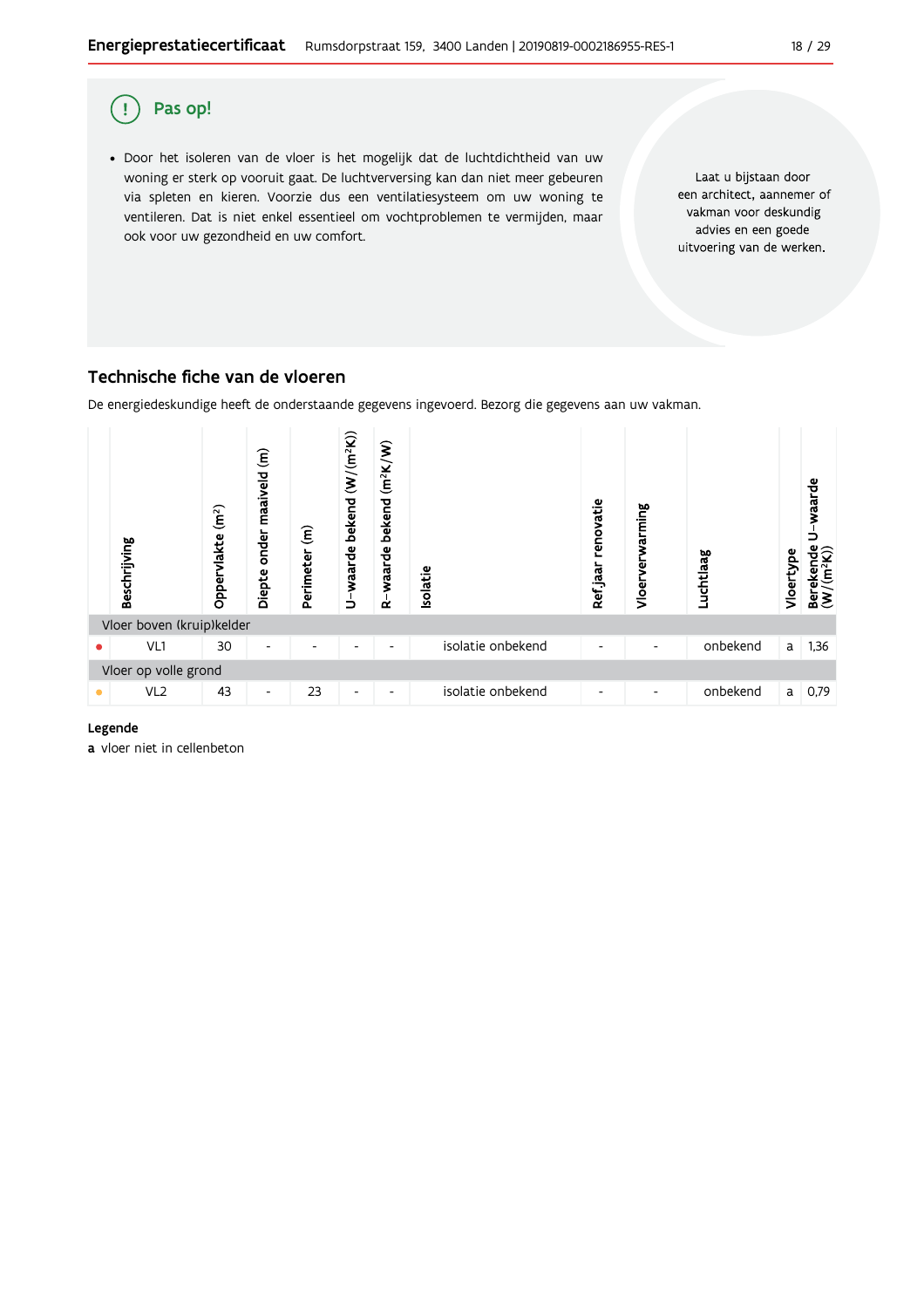## Pas op!

- Door het isoleren van de vloer is het mogelijk dat de luchtdichtheid van uw woning er sterk op vooruit gaat. De luchtverversing kan dan niet meer gebeuren via spleten en kieren. Voorzie dus een ventilatiesysteem om uw woning te ventileren. Dat is niet enkel essentieel om vochtproblemen te vermijden, maar ook voor uw gezondheid en uw comfort.

Laat u bijstaan door een architect, aannemer of vakman voor deskundig advies en een goede uitvoering van de werken.

## Technische fiche van de vloeren

De energiedeskundige heeft de onderstaande gegevens ingevoerd. Bezorg die gegevens aan uw vakman.

| | Beschrijving | Oppervlakte (m²) | Diepte onder maaiveld (m) | Perimeter (m) | U-waarde bekend (W/(m²K)) | R-waarde bekend (m²K/W) | Isolatie | Ref jaar renovatie | Vloerverwarming | Luchtlaag | Vloertype | Berekende U-waarde (W/(m²K)) |
|---|---|---|---|---|---|---|---|---|---|---|---|---|
| Vloer boven (kruip)kelder | | | | | | | | | | | | |
| ● | VL1 | 30 | - | - | - | - | isolatie onbekend | - | - | onbekend | a | 1,36 |
| Vloer op volle grond | | | | | | | | | | | | |
| ● | VL2 | 43 | - | 23 | - | - | isolatie onbekend | - | - | onbekend | a | 0,79 |

**Legende**

**a** vloer niet in cellenbeton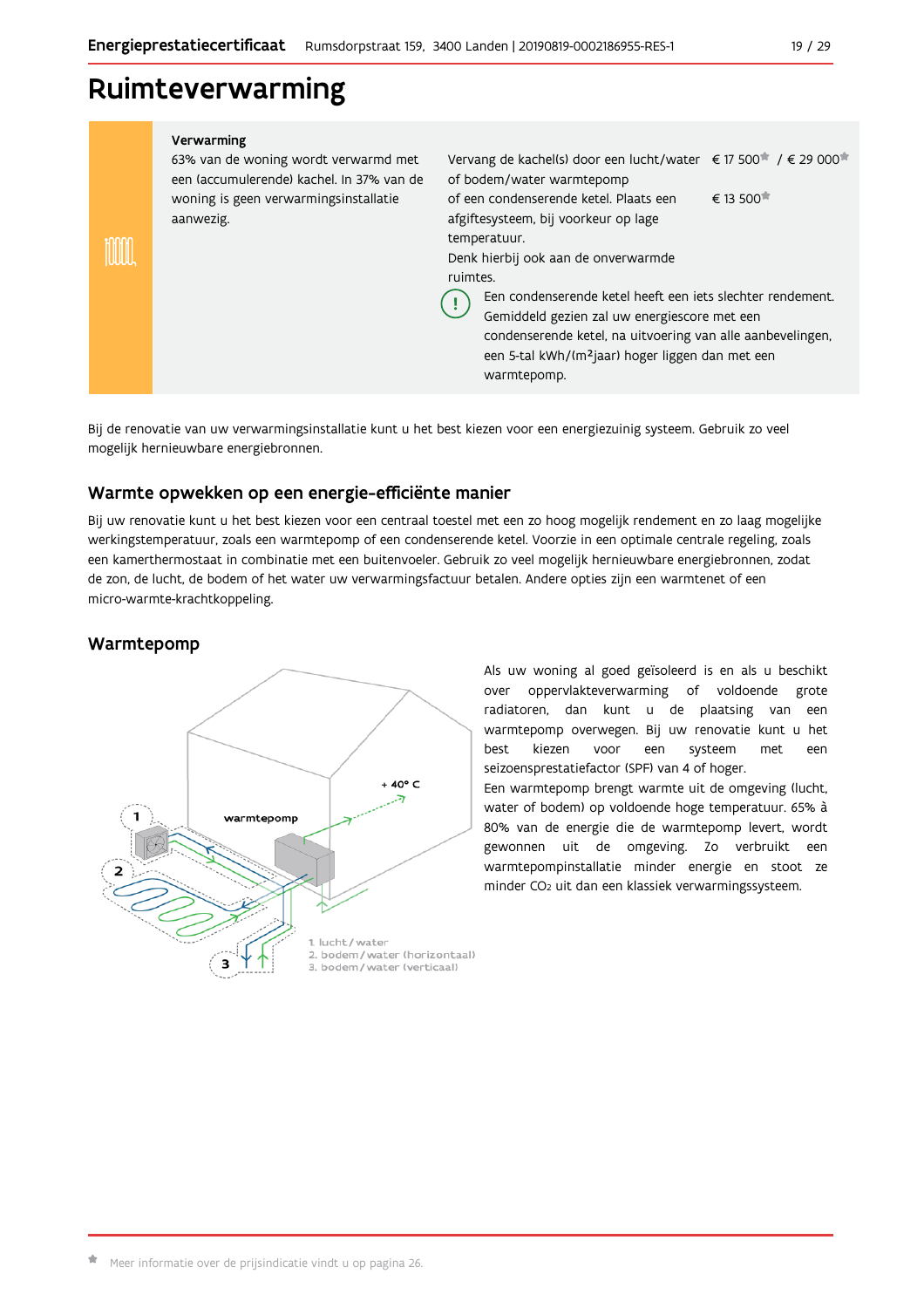# Ruimteverwarming

| Verwarming | | |
|---|---|---|
| 63% van de woning wordt verwarmd met een (accumulerende) kachel. In 37% van de woning is geen verwarmingsinstallatie aanwezig. | Vervang de kachel(s) door een lucht/water of bodem/water warmtepomp | € 17 500* / € 29 000* |
| | of een condenserende ketel. Plaats een afgiftesysteem, bij voorkeur op lage temperatuur. Denk hierbij ook aan de onverwarmde ruimtes. | € 13 500* |
| | (!) Een condenserende ketel heeft een iets slechter rendement. Gemiddeld gezien zal uw energiescore met een condenserende ketel, na uitvoering van alle aanbevelingen, een 5-tal kWh/(m²jaar) hoger liggen dan met een warmtepomp. | |

Bij de renovatie van uw verwarmingsinstallatie kunt u het best kiezen voor een energiezuinig systeem. Gebruik zo veel mogelijk hernieuwbare energiebronnen.

## Warmte opwekken op een energie-efficiënte manier

Bij uw renovatie kunt u het best kiezen voor een centraal toestel met een zo hoog mogelijk rendement en zo laag mogelijke werkingstemperatuur, zoals een warmtepomp of een condenserende ketel. Voorzie in een optimale centrale regeling, zoals een kamerthermostaat in combinatie met een buitenvoeler. Gebruik zo veel mogelijk hernieuwbare energiebronnen, zodat de zon, de lucht, de bodem of het water uw verwarmingsfactuur betalen. Andere opties zijn een warmtenet of een micro-warmte-krachtkoppeling.

## Warmtepomp

Als uw woning al goed geïsoleerd is en als u beschikt over oppervlakteverwarming of voldoende grote radiatoren, dan kunt u de plaatsing van een warmtepomp overwegen. Bij uw renovatie kunt u het best kiezen voor een systeem met een seizoensprestatiefactor (SPF) van 4 of hoger.

Een warmtepomp brengt warmte uit de omgeving (lucht, water of bodem) op voldoende hoge temperatuur. 65% à 80% van de energie die de warmtepomp levert, wordt gewonnen uit de omgeving. Zo verbruikt een warmtepompinstallatie minder energie en stoot ze minder $CO_2$ uit dan een klassiek verwarmingssysteem.

* Meer informatie over de prijsindicatie vindt u op pagina 26.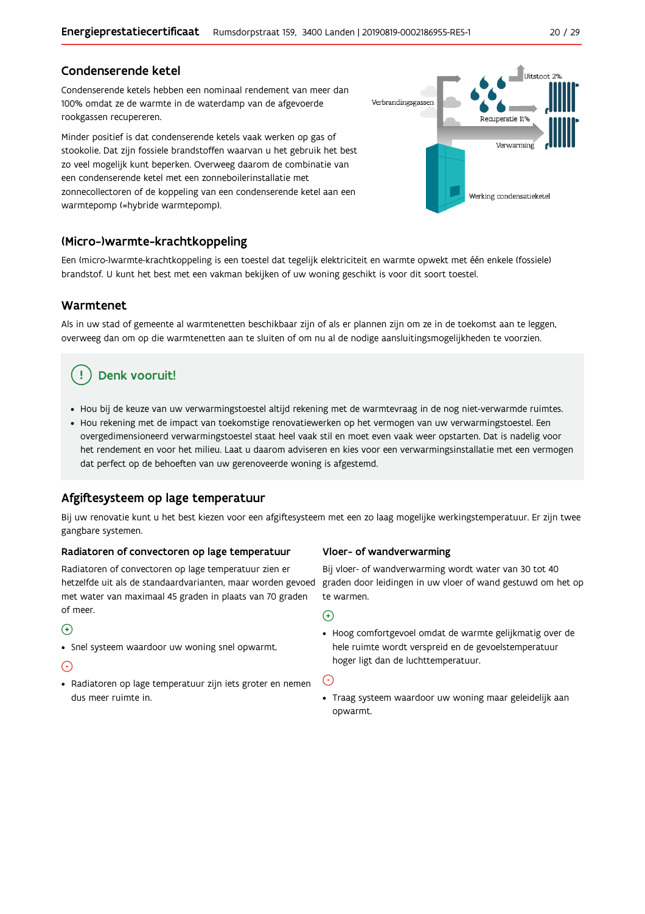## Condenserende ketel

Condenserende ketels hebben een nominaal rendement van meer dan 100% omdat ze de warmte in de waterdamp van de afgevoerde rookgassen recupereren.

Minder positief is dat condenserende ketels vaak werken op gas of stookolie. Dat zijn fossiele brandstoffen waarvan u het gebruik het best zo veel mogelijk kunt beperken. Overweeg daarom de combinatie van een condenserende ketel met een zonneboilerinstallatie met zonnecollectoren of de koppeling van een condenserende ketel aan een warmtepomp (=hybride warmtepomp).

Verbrandingsgassen

Uitstoot 2%

Recuperatie 11%

Verwarming

Werking condensatieketel

## (Micro-)warmte-krachtkoppeling

Een (micro-)warmte-krachtkoppeling is een toestel dat tegelijk elektriciteit en warmte opwekt met één enkele (fossiele) brandstof. U kunt het best met een vakman bekijken of uw woning geschikt is voor dit soort toestel.

## Warmtenet

Als in uw stad of gemeente al warmtenetten beschikbaar zijn of als er plannen zijn om ze in de toekomst aan te leggen, overweeg dan om op die warmtenetten aan te sluiten of om nu al de nodige aansluitingsmogelijkheden te voorzien.

### Denk vooruit!

- Hou bij de keuze van uw verwarmingstoestel altijd rekening met de warmtevraag in de nog niet-verwarmde ruimtes.
- Hou rekening met de impact van toekomstige renovatiewerken op het vermogen van uw verwarmingstoestel. Een overgedimensioneerd verwarmingstoestel staat heel vaak stil en moet even vaak weer opstarten. Dat is nadelig voor het rendement en voor het milieu. Laat u daarom adviseren en kies voor een verwarmingsinstallatie met een vermogen dat perfect op de behoeften van uw gerenoveerde woning is afgestemd.

## Afgiftesysteem op lage temperatuur

Bij uw renovatie kunt u het best kiezen voor een afgiftesysteem met een zo laag mogelijke werkingstemperatuur. Er zijn twee gangbare systemen.

### Radiatoren of convectoren op lage temperatuur

Radiatoren of convectoren op lage temperatuur zien er hetzelfde uit als de standaardvarianten, maar worden gevoed met water van maximaal 45 graden in plaats van 70 graden of meer.

(+)

- Snel systeem waardoor uw woning snel opwarmt.

(-)

- Radiatoren op lage temperatuur zijn iets groter en nemen dus meer ruimte in.

### Vloer- of wandverwarming

Bij vloer- of wandverwarming wordt water van 30 tot 40 graden door leidingen in uw vloer of wand gestuwd om het op te warmen.

(+)

- Hoog comfortgevoel omdat de warmte gelijkmatig over de hele ruimte wordt verspreid en de gevoelstemperatuur hoger ligt dan de luchttemperatuur.

(-)

- Traag systeem waardoor uw woning maar geleidelijk aan opwarmt.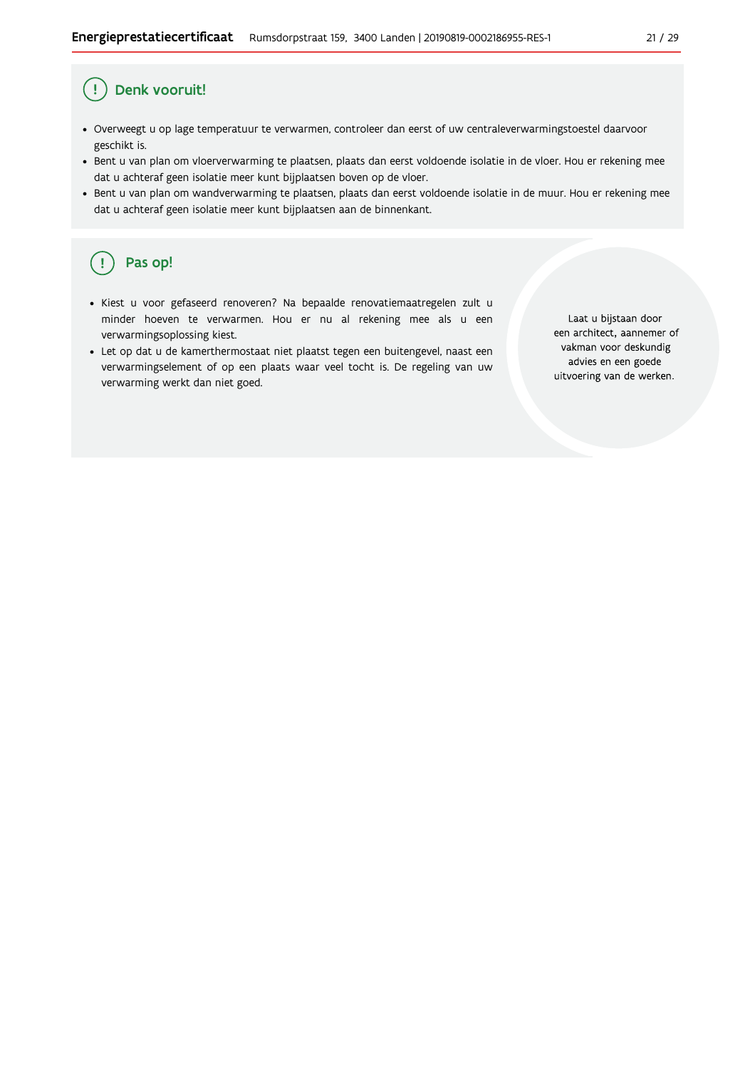## Denk vooruit!

- Overweegt u op lage temperatuur te verwarmen, controleer dan eerst of uw centraleverwarmingstoestel daarvoor geschikt is.
- Bent u van plan om vloerverwarming te plaatsen, plaats dan eerst voldoende isolatie in de vloer. Hou er rekening mee dat u achteraf geen isolatie meer kunt bijplaatsen boven op de vloer.
- Bent u van plan om wandverwarming te plaatsen, plaats dan eerst voldoende isolatie in de muur. Hou er rekening mee dat u achteraf geen isolatie meer kunt bijplaatsen aan de binnenkant.

## Pas op!

- Kiest u voor gefaseerd renoveren? Na bepaalde renovatiemaatregelen zult u minder hoeven te verwarmen. Hou er nu al rekening mee als u een verwarmingsoplossing kiest.
- Let op dat u de kamerthermostaat niet plaatst tegen een buitengevel, naast een verwarmingselement of op een plaats waar veel tocht is. De regeling van uw verwarming werkt dan niet goed.

Laat u bijstaan door een architect, aannemer of vakman voor deskundig advies en een goede uitvoering van de werken.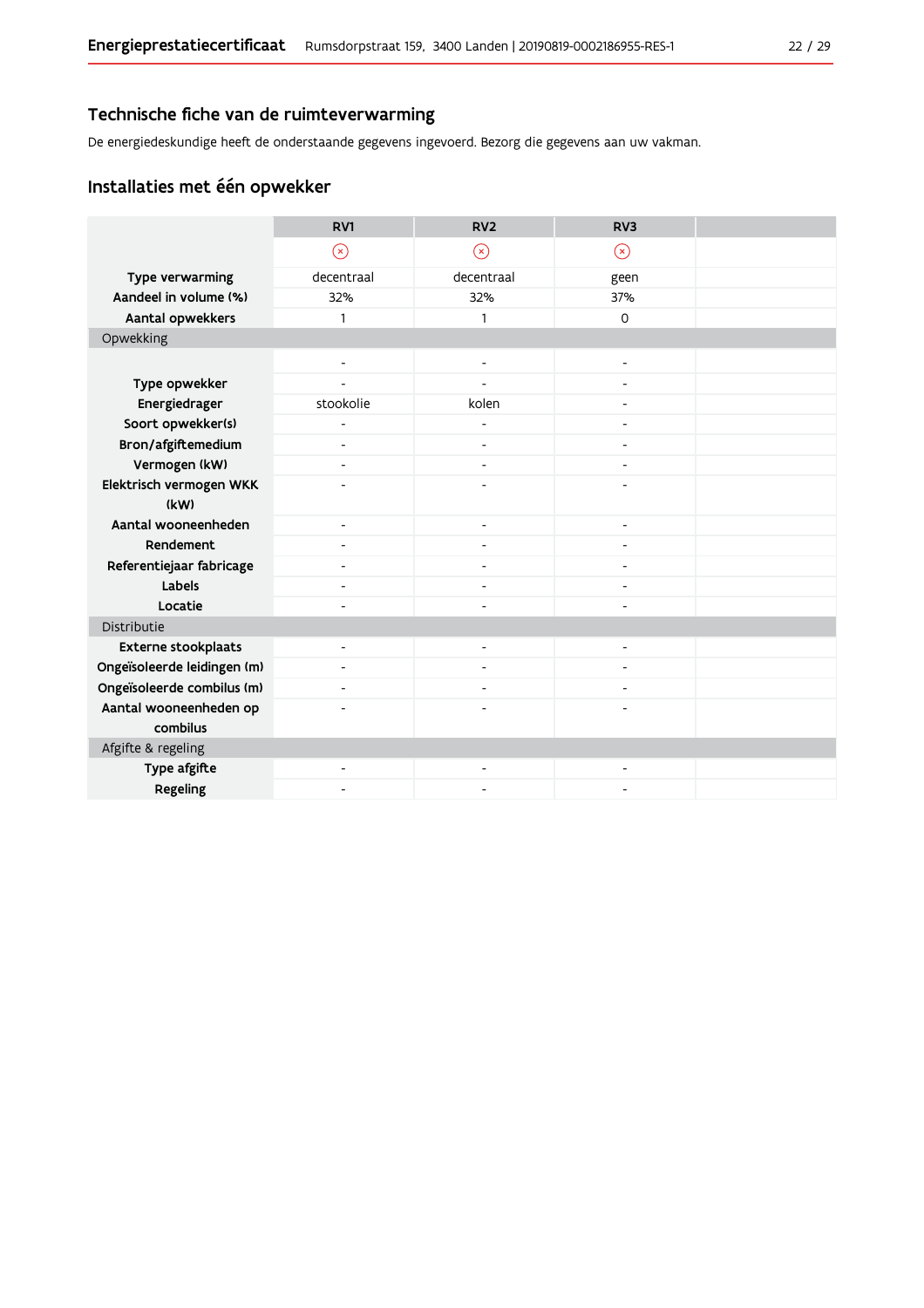## Technische fiche van de ruimteverwarming

De energiedeskundige heeft de onderstaande gegevens ingevoerd. Bezorg die gegevens aan uw vakman.

### Installaties met één opwekker

| | RV1 | RV2 | RV3 | |
|---|---|---|---|---|
| | ⊗ | ⊗ | ⊗ | |
| **Type verwarming** | decentraal | decentraal | geen | |
| **Aandeel in volume (%)** | 32% | 32% | 37% | |
| **Aantal opwekkers** | 1 | 1 | 0 | |
| Opwekking | | | | |
| | - | - | - | |
| **Type opwekker** | - | - | - | |
| **Energiedrager** | stookolie | kolen | - | |
| **Soort opwekker(s)** | - | - | - | |
| **Bron/afgiftemedium** | - | - | - | |
| **Vermogen (kW)** | - | - | - | |
| **Elektrisch vermogen WKK (kW)** | - | - | - | |
| **Aantal wooneenheden** | - | - | - | |
| **Rendement** | - | - | - | |
| **Referentiejaar fabricage** | - | - | - | |
| **Labels** | - | - | - | |
| **Locatie** | - | - | - | |
| Distributie | | | | |
| **Externe stookplaats** | - | - | - | |
| **Ongeïsoleerde leidingen (m)** | - | - | - | |
| **Ongeïsoleerde combilus (m)** | - | - | - | |
| **Aantal wooneenheden op combilus** | - | - | - | |
| Afgifte & regeling | | | | |
| **Type afgifte** | - | - | - | |
| **Regeling** | - | - | - | |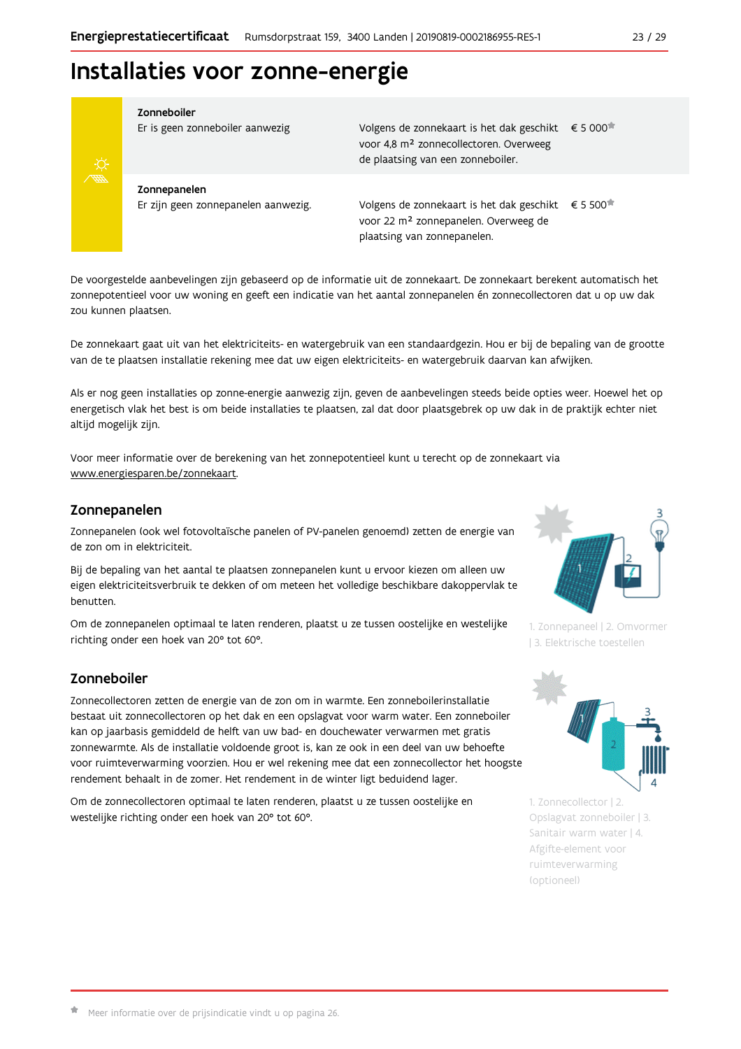# Installaties voor zonne-energie

| | | |
|---|---|---|
| **Zonneboiler**<br>Er is geen zonneboiler aanwezig | Volgens de zonnekaart is het dak geschikt voor 4,8 m² zonnecollectoren. Overweeg de plaatsing van een zonneboiler. | € 5 000* |
| **Zonnepanelen**<br>Er zijn geen zonnepanelen aanwezig. | Volgens de zonnekaart is het dak geschikt voor 22 m² zonnepanelen. Overweeg de plaatsing van zonnepanelen. | € 5 500* |

De voorgestelde aanbevelingen zijn gebaseerd op de informatie uit de zonnekaart. De zonnekaart berekent automatisch het zonnepotentieel voor uw woning en geeft een indicatie van het aantal zonnepanelen én zonnecollectoren dat u op uw dak zou kunnen plaatsen.

De zonnekaart gaat uit van het elektriciteits- en watergebruik van een standaardgezin. Hou er bij de bepaling van de grootte van de te plaatsen installatie rekening mee dat uw eigen elektriciteits- en watergebruik daarvan kan afwijken.

Als er nog geen installaties op zonne-energie aanwezig zijn, geven de aanbevelingen steeds beide opties weer. Hoewel het op energetisch vlak het best is om beide installaties te plaatsen, zal dat door plaatsgebrek op uw dak in de praktijk echter niet altijd mogelijk zijn.

Voor meer informatie over de berekening van het zonnepotentieel kunt u terecht op de zonnekaart via www.energiesparen.be/zonnekaart.

## Zonnepanelen

Zonnepanelen (ook wel fotovoltaïsche panelen of PV-panelen genoemd) zetten de energie van de zon om in elektriciteit.

Bij de bepaling van het aantal te plaatsen zonnepanelen kunt u ervoor kiezen om alleen uw eigen elektriciteitsverbruik te dekken of om meteen het volledige beschikbare dakoppervlak te benutten.

Om de zonnepanelen optimaal te laten renderen, plaatst u ze tussen oostelijke en westelijke richting onder een hoek van 20° tot 60°.

1. Zonnepaneel | 2. Omvormer | 3. Elektrische toestellen

## Zonneboiler

Zonnecollectoren zetten de energie van de zon om in warmte. Een zonneboilerinstallatie bestaat uit zonnecollectoren op het dak en een opslagvat voor warm water. Een zonneboiler kan op jaarbasis gemiddeld de helft van uw bad- en douchewater verwarmen met gratis zonnewarmte. Als de installatie voldoende groot is, kan ze ook in een deel van uw behoefte voor ruimteverwarming voorzien. Hou er wel rekening mee dat een zonnecollector het hoogste rendement behaalt in de zomer. Het rendement in de winter ligt beduidend lager.

Om de zonnecollectoren optimaal te laten renderen, plaatst u ze tussen oostelijke en westelijke richting onder een hoek van 20° tot 60°.

1. Zonnecollector | 2. Opslagvat zonneboiler | 3. Sanitair warm water | 4. Afgifte-element voor ruimteverwarming (optioneel)

* Meer informatie over de prijsindicatie vindt u op pagina 26.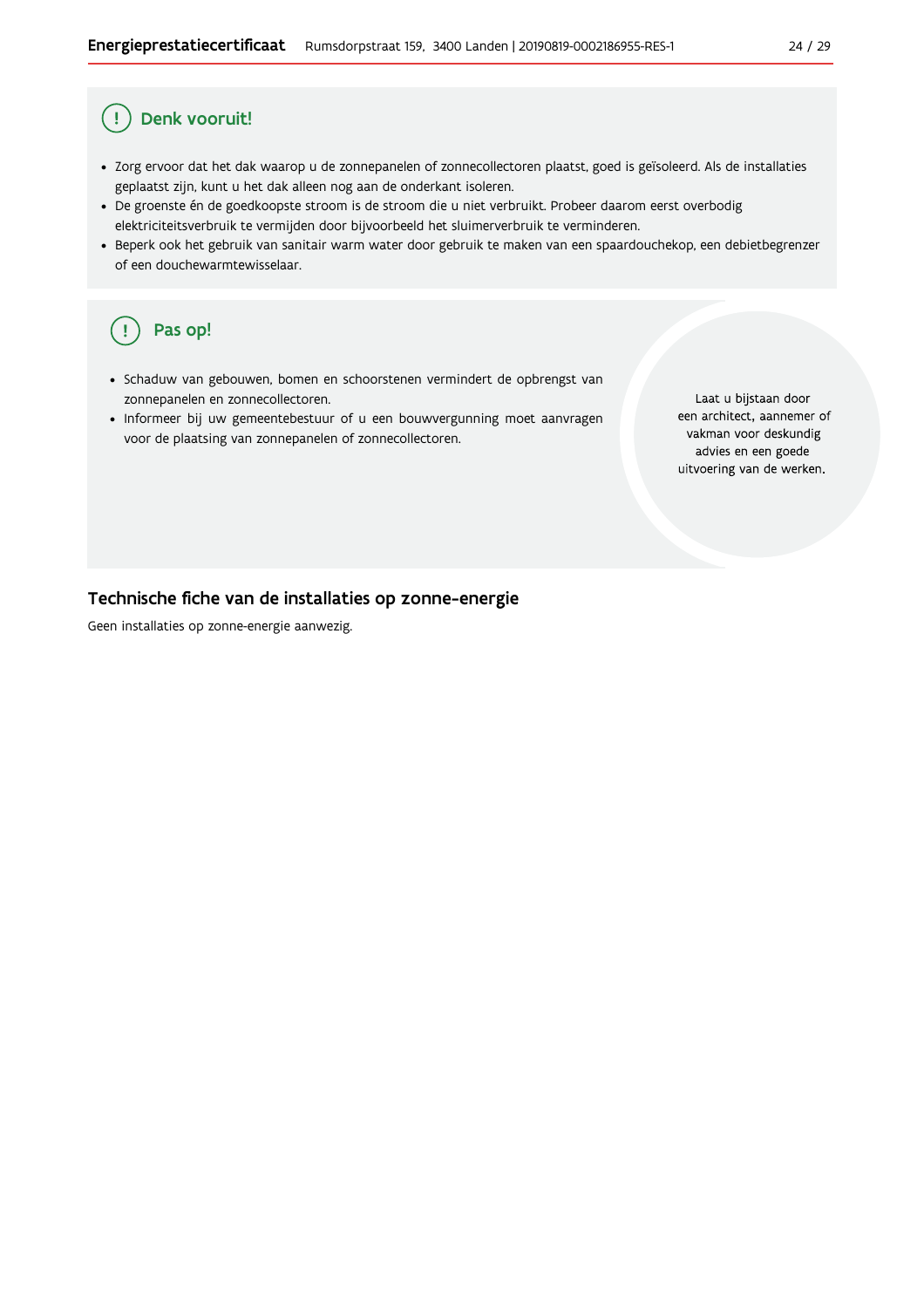## Denk vooruit!

- Zorg ervoor dat het dak waarop u de zonnepanelen of zonnecollectoren plaatst, goed is geïsoleerd. Als de installaties geplaatst zijn, kunt u het dak alleen nog aan de onderkant isoleren.
- De groenste én de goedkoopste stroom is de stroom die u niet verbruikt. Probeer daarom eerst overbodig elektriciteitsverbruik te vermijden door bijvoorbeeld het sluimerverbruik te verminderen.
- Beperk ook het gebruik van sanitair warm water door gebruik te maken van een spaardouchekop, een debietbegrenzer of een douchewarmtewisselaar.

## Pas op!

- Schaduw van gebouwen, bomen en schoorstenen vermindert de opbrengst van zonnepanelen en zonnecollectoren.
- Informeer bij uw gemeentebestuur of u een bouwvergunning moet aanvragen voor de plaatsing van zonnepanelen of zonnecollectoren.

Laat u bijstaan door een architect, aannemer of vakman voor deskundig advies en een goede uitvoering van de werken.

## Technische fiche van de installaties op zonne-energie

Geen installaties op zonne-energie aanwezig.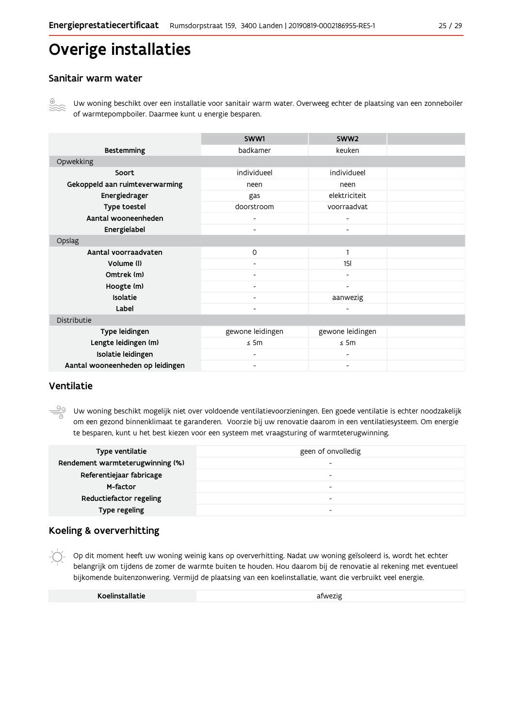# Overige installaties

## Sanitair warm water

Uw woning beschikt over een installatie voor sanitair warm water. Overweeg echter de plaatsing van een zonneboiler of warmtepompboiler. Daarmee kunt u energie besparen.

| | SWW1 | SWW2 | |
|---|---|---|---|
| **Bestemming** | badkamer | keuken | |
| Opwekking | | | |
| **Soort** | individueel | individueel | |
| **Gekoppeld aan ruimteverwarming** | neen | neen | |
| **Energiedrager** | gas | elektriciteit | |
| **Type toestel** | doorstroom | voorraadvat | |
| **Aantal wooneenheden** | - | - | |
| **Energielabel** | - | - | |
| Opslag | | | |
| **Aantal voorraadvaten** | 0 | 1 | |
| **Volume (l)** | - | 15l | |
| **Omtrek (m)** | - | - | |
| **Hoogte (m)** | - | - | |
| **Isolatie** | - | aanwezig | |
| **Label** | - | - | |
| Distributie | | | |
| **Type leidingen** | gewone leidingen | gewone leidingen | |
| **Lengte leidingen (m)** | ≤ 5m | ≤ 5m | |
| **Isolatie leidingen** | - | - | |
| **Aantal wooneenheden op leidingen** | - | - | |

## Ventilatie

Uw woning beschikt mogelijk niet over voldoende ventilatievoorzieningen. Een goede ventilatie is echter noodzakelijk om een gezond binnenklimaat te garanderen. Voorzie bij uw renovatie daarom in een ventilatiesysteem. Om energie te besparen, kunt u het best kiezen voor een systeem met vraagsturing of warmteterugwinning.

| | |
|---|---|
| **Type ventilatie** | geen of onvolledig |
| **Rendement warmteterugwinning (%)** | - |
| **Referentiejaar fabricage** | - |
| **M-factor** | - |
| **Reductiefactor regeling** | - |
| **Type regeling** | - |

## Koeling & oververhitting

Op dit moment heeft uw woning weinig kans op oververhitting. Nadat uw woning geïsoleerd is, wordt het echter belangrijk om tijdens de zomer de warmte buiten te houden. Hou daarom bij de renovatie al rekening met eventueel bijkomende buitenzonwering. Vermijd de plaatsing van een koelinstallatie, want die verbruikt veel energie.

| | |
|---|---|
| **Koelinstallatie** | afwezig |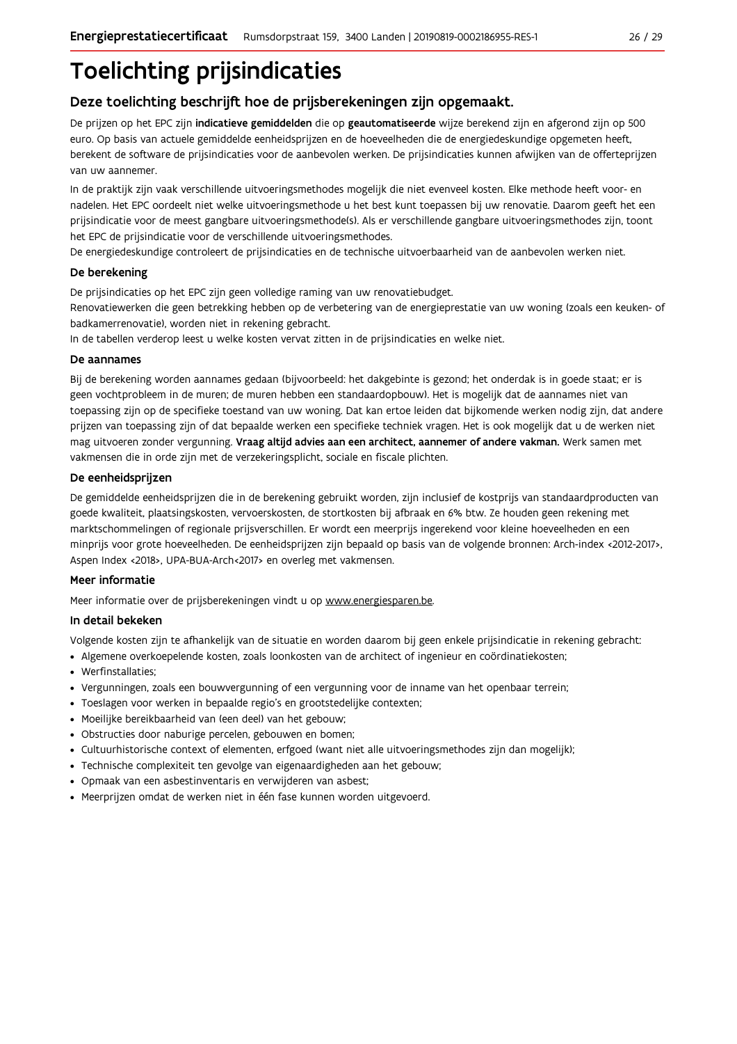# Toelichting prijsindicaties

## Deze toelichting beschrijft hoe de prijsberekeningen zijn opgemaakt.

De prijzen op het EPC zijn **indicatieve gemiddelden** die op **geautomatiseerde** wijze berekend zijn en afgerond zijn op 500 euro. Op basis van actuele gemiddelde eenheidsprijzen en de hoeveelheden die de energiedeskundige opgemeten heeft, berekent de software de prijsindicaties voor de aanbevolen werken. De prijsindicaties kunnen afwijken van de offerteprijzen van uw aannemer.

In de praktijk zijn vaak verschillende uitvoeringsmethodes mogelijk die niet evenveel kosten. Elke methode heeft voor- en nadelen. Het EPC oordeelt niet welke uitvoeringsmethode u het best kunt toepassen bij uw renovatie. Daarom geeft het een prijsindicatie voor de meest gangbare uitvoeringsmethode(s). Als er verschillende gangbare uitvoeringsmethodes zijn, toont het EPC de prijsindicatie voor de verschillende uitvoeringsmethodes.
De energiedeskundige controleert de prijsindicaties en de technische uitvoerbaarheid van de aanbevolen werken niet.

### De berekening

De prijsindicaties op het EPC zijn geen volledige raming van uw renovatiebudget.
Renovatiewerken die geen betrekking hebben op de verbetering van de energieprestatie van uw woning (zoals een keuken- of badkamerrenovatie), worden niet in rekening gebracht.
In de tabellen verderop leest u welke kosten vervat zitten in de prijsindicaties en welke niet.

### De aannames

Bij de berekening worden aannames gedaan (bijvoorbeeld: het dakgebinte is gezond; het onderdak is in goede staat; er is geen vochtprobleem in de muren; de muren hebben een standaardopbouw). Het is mogelijk dat de aannames niet van toepassing zijn op de specifieke toestand van uw woning. Dat kan ertoe leiden dat bijkomende werken nodig zijn, dat andere prijzen van toepassing zijn of dat bepaalde werken een specifieke techniek vragen. Het is ook mogelijk dat u de werken niet mag uitvoeren zonder vergunning. **Vraag altijd advies aan een architect, aannemer of andere vakman.** Werk samen met vakmensen die in orde zijn met de verzekeringsplicht, sociale en fiscale plichten.

### De eenheidsprijzen

De gemiddelde eenheidsprijzen die in de berekening gebruikt worden, zijn inclusief de kostprijs van standaardproducten van goede kwaliteit, plaatsingskosten, vervoerskosten, de stortkosten bij afbraak en 6% btw. Ze houden geen rekening met marktschommelingen of regionale prijsverschillen. Er wordt een meerprijs ingerekend voor kleine hoeveelheden en een minprijs voor grote hoeveelheden. De eenheidsprijzen zijn bepaald op basis van de volgende bronnen: Arch-index <2012-2017>, Aspen Index <2018>, UPA-BUA-Arch<2017> en overleg met vakmensen.

### Meer informatie

Meer informatie over de prijsberekeningen vindt u op www.energiesparen.be.

### In detail bekeken

Volgende kosten zijn te afhankelijk van de situatie en worden daarom bij geen enkele prijsindicatie in rekening gebracht:

- Algemene overkoepelende kosten, zoals loonkosten van de architect of ingenieur en coördinatiekosten;
- Werfinstallaties;
- Vergunningen, zoals een bouwvergunning of een vergunning voor de inname van het openbaar terrein;
- Toeslagen voor werken in bepaalde regio's en grootstedelijke contexten;
- Moeilijke bereikbaarheid van (een deel) van het gebouw;
- Obstructies door naburige percelen, gebouwen en bomen;
- Cultuurhistorische context of elementen, erfgoed (want niet alle uitvoeringsmethodes zijn dan mogelijk);
- Technische complexiteit ten gevolge van eigenaardigheden aan het gebouw;
- Opmaak van een asbestinventaris en verwijderen van asbest;
- Meerprijzen omdat de werken niet in één fase kunnen worden uitgevoerd.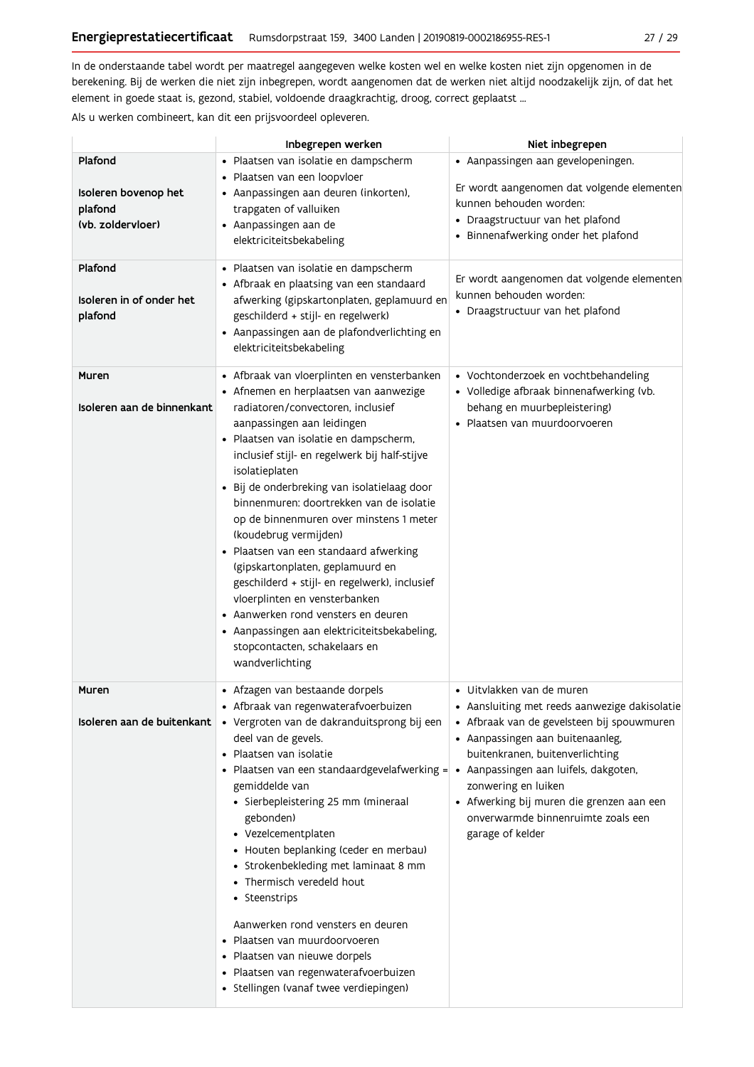In de onderstaande tabel wordt per maatregel aangegeven welke kosten wel en welke kosten niet zijn opgenomen in de berekening. Bij de werken die niet zijn inbegrepen, wordt aangenomen dat de werken niet altijd noodzakelijk zijn, of dat het element in goede staat is, gezond, stabiel, voldoende draagkrachtig, droog, correct geplaatst ...

Als u werken combineert, kan dit een prijsvoordeel opleveren.

| | Inbegrepen werken | Niet inbegrepen |
|---|---|---|
| **Plafond**<br><br>**Isoleren bovenop het plafond (vb. zoldervloer)** | • Plaatsen van isolatie en dampscherm<br>• Plaatsen van een loopvloer<br>• Aanpassingen aan deuren (inkorten), trapgaten of valluiken<br>• Aanpassingen aan de elektriciteitsbekabeling | • Aanpassingen aan gevelopeningen.<br><br>Er wordt aangenomen dat volgende elementen kunnen behouden worden:<br>• Draagstructuur van het plafond<br>• Binnenafwerking onder het plafond |
| **Plafond**<br><br>**Isoleren in of onder het plafond** | • Plaatsen van isolatie en dampscherm<br>• Afbraak en plaatsing van een standaard afwerking (gipskartonplaten, geplamuurd en geschilderd + stijl- en regelwerk)<br>• Aanpassingen aan de plafondverlichting en elektriciteitsbekabeling | Er wordt aangenomen dat volgende elementen kunnen behouden worden:<br>• Draagstructuur van het plafond |
| **Muren**<br><br>**Isoleren aan de binnenkant** | • Afbraak van vloerplinten en vensterbanken<br>• Afnemen en herplaatsen van aanwezige radiatoren/convectoren, inclusief aanpassingen aan leidingen<br>• Plaatsen van isolatie en dampscherm, inclusief stijl- en regelwerk bij half-stijve isolatieplaten<br>• Bij de onderbreking van isolatielaag door binnenmuren: doortrekken van de isolatie op de binnenmuren over minstens 1 meter (koudebrug vermijden)<br>• Plaatsen van een standaard afwerking (gipskartonplaten, geplamuurd en geschilderd + stijl- en regelwerk), inclusief vloerplinten en vensterbanken<br>• Aanwerken rond vensters en deuren<br>• Aanpassingen aan elektriciteitsbekabeling, stopcontacten, schakelaars en wandverlichting | • Vochtonderzoek en vochtbehandeling<br>• Volledige afbraak binnenafwerking (vb. behang en muurbepleistering)<br>• Plaatsen van muurdoorvoeren |
| **Muren**<br><br>**Isoleren aan de buitenkant** | • Afzagen van bestaande dorpels<br>• Afbraak van regenwaterafvoerbuizen<br>• Vergroten van de dakranduitsprong bij een deel van de gevels.<br>• Plaatsen van isolatie<br>• Plaatsen van een standaardgevelafwerking = gemiddelde van<br>  • Sierbepleistering 25 mm (mineraal gebonden)<br>  • Vezelcementplaten<br>  • Houten beplanking (ceder en merbau)<br>  • Strokenbekleding met laminaat 8 mm<br>  • Thermisch veredeld hout<br>  • Steenstrips<br><br>Aanwerken rond vensters en deuren<br>• Plaatsen van muurdoorvoeren<br>• Plaatsen van nieuwe dorpels<br>• Plaatsen van regenwaterafvoerbuizen<br>• Stellingen (vanaf twee verdiepingen) | • Uitvlakken van de muren<br>• Aansluiting met reeds aanwezige dakisolatie<br>• Afbraak van de gevelsteen bij spouwmuren<br>• Aanpassingen aan buitenaanleg, buitenkranen, buitenverlichting<br>• Aanpassingen aan luifels, dakgoten, zonwering en luiken<br>• Afwerking bij muren die grenzen aan een onverwarmde binnenruimte zoals een garage of kelder |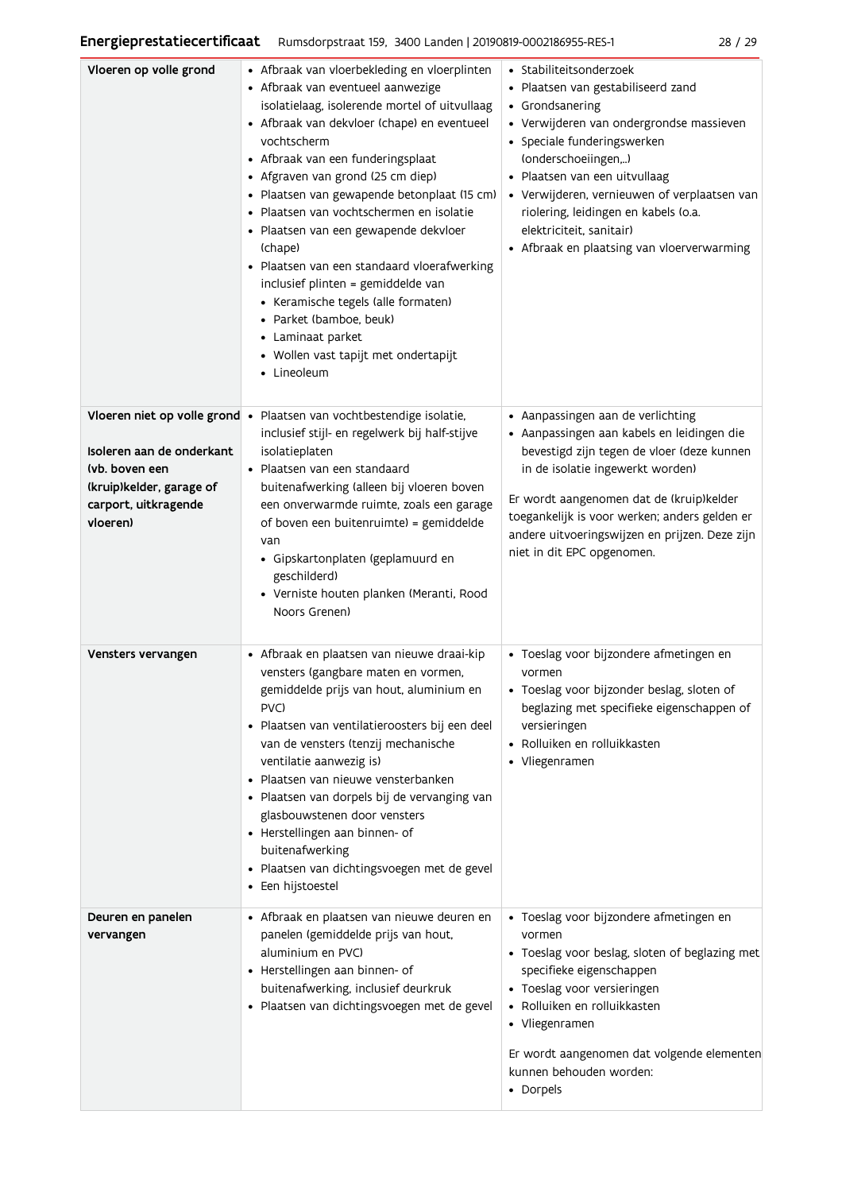| | | |
|---|---|---|
| **Vloeren op volle grond** | • Afbraak van vloerbekleding en vloerplinten<br>• Afbraak van eventueel aanwezige isolatielaag, isolerende mortel of uitvullaag<br>• Afbraak van dekvloer (chape) en eventueel vochtscherm<br>• Afbraak van een funderingsplaat<br>• Afgraven van grond (25 cm diep)<br>• Plaatsen van gewapende betonplaat (15 cm)<br>• Plaatsen van vochtschermen en isolatie<br>• Plaatsen van een gewapende dekvloer (chape)<br>• Plaatsen van een standaard vloerafwerking inclusief plinten = gemiddelde van<br>  • Keramische tegels (alle formaten)<br>  • Parket (bamboe, beuk)<br>  • Laminaat parket<br>  • Wollen vast tapijt met ondertapijt<br>  • Lineoleum | • Stabiliteitsonderzoek<br>• Plaatsen van gestabiliseerd zand<br>• Grondsanering<br>• Verwijderen van ondergrondse massieven<br>• Speciale funderingswerken (onderschoeiingen,...)<br>• Plaatsen van een uitvullaag<br>• Verwijderen, vernieuwen of verplaatsen van riolering, leidingen en kabels (o.a. elektriciteit, sanitair)<br>• Afbraak en plaatsing van vloerverwarming |
| **Vloeren niet op volle grond**<br><br>**Isoleren aan de onderkant (vb. boven een (kruip)kelder, garage of carport, uitkragende vloeren)** | • Plaatsen van vochtbestendige isolatie, inclusief stijl- en regelwerk bij half-stijve isolatieplaten<br>• Plaatsen van een standaard buitenafwerking (alleen bij vloeren boven een onverwarmde ruimte, zoals een garage of boven een buitenruimte) = gemiddelde van<br>  • Gipskartonplaten (geplamuurd en geschilderd)<br>  • Verniste houten planken (Meranti, Rood Noors Grenen) | • Aanpassingen aan de verlichting<br>• Aanpassingen aan kabels en leidingen die bevestigd zijn tegen de vloer (deze kunnen in de isolatie ingewerkt worden)<br><br>Er wordt aangenomen dat de (kruip)kelder toegankelijk is voor werken; anders gelden er andere uitvoeringswijzen en prijzen. Deze zijn niet in dit EPC opgenomen. |
| **Vensters vervangen** | • Afbraak en plaatsen van nieuwe draai-kip vensters (gangbare maten en vormen, gemiddelde prijs van hout, aluminium en PVC)<br>• Plaatsen van ventilatieroosters bij een deel van de vensters (tenzij mechanische ventilatie aanwezig is)<br>• Plaatsen van nieuwe vensterbanken<br>• Plaatsen van dorpels bij de vervanging van glasbouwstenen door vensters<br>• Herstellingen aan binnen- of buitenafwerking<br>• Plaatsen van dichtingsvoegen met de gevel<br>• Een hijstoestel | • Toeslag voor bijzondere afmetingen en vormen<br>• Toeslag voor bijzonder beslag, sloten of beglazing met specifieke eigenschappen of versieringen<br>• Rolluiken en rolluikkasten<br>• Vliegenramen |
| **Deuren en panelen vervangen** | • Afbraak en plaatsen van nieuwe deuren en panelen (gemiddelde prijs van hout, aluminium en PVC)<br>• Herstellingen aan binnen- of buitenafwerking, inclusief deurkruk<br>• Plaatsen van dichtingsvoegen met de gevel | • Toeslag voor bijzondere afmetingen en vormen<br>• Toeslag voor beslag, sloten of beglazing met specifieke eigenschappen<br>• Toeslag voor versieringen<br>• Rolluiken en rolluikkasten<br>• Vliegenramen<br><br>Er wordt aangenomen dat volgende elementen kunnen behouden worden:<br>• Dorpels |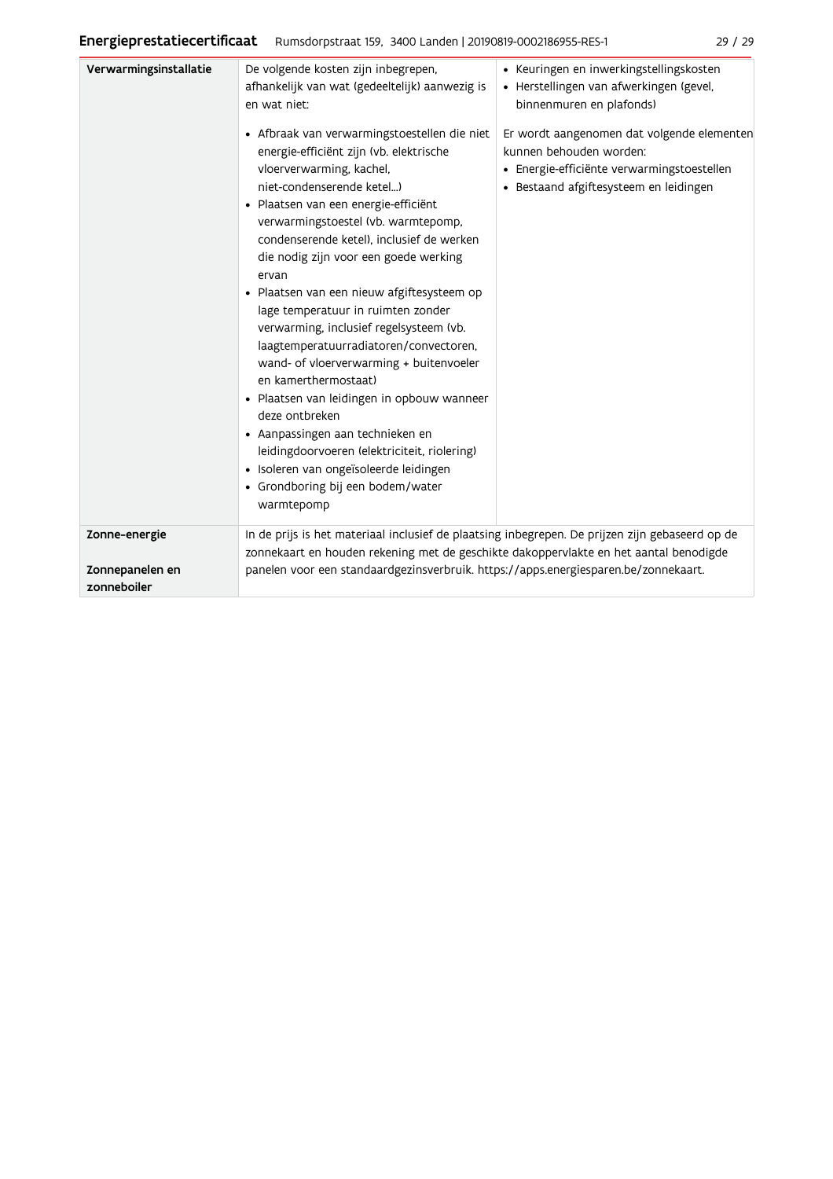| | | |
|---|---|---|
| **Verwarmingsinstallatie** | De volgende kosten zijn inbegrepen, afhankelijk van wat (gedeeltelijk) aanwezig is en wat niet:<br><br>• Afbraak van verwarmingstoestellen die niet energie-efficiënt zijn (vb. elektrische vloerverwarming, kachel, niet-condenserende ketel...)<br>• Plaatsen van een energie-efficiënt verwarmingstoestel (vb. warmtepomp, condenserende ketel), inclusief de werken die nodig zijn voor een goede werking ervan<br>• Plaatsen van een nieuw afgiftesysteem op lage temperatuur in ruimten zonder verwarming, inclusief regelsysteem (vb. laagtemperatuurradiatoren/convectoren, wand- of vloerverwarming + buitenvoeler en kamerthermostaat)<br>• Plaatsen van leidingen in opbouw wanneer deze ontbreken<br>• Aanpassingen aan technieken en leidingdoorvoeren (elektriciteit, riolering)<br>• Isoleren van ongeïsoleerde leidingen<br>• Grondboring bij een bodem/water warmtepomp | • Keuringen en inwerkingstellingskosten<br>• Herstellingen van afwerkingen (gevel, binnenmuren en plafonds)<br><br>Er wordt aangenomen dat volgende elementen kunnen behouden worden:<br>• Energie-efficiënte verwarmingstoestellen<br>• Bestaand afgiftesysteem en leidingen |
| **Zonne-energie**<br><br>**Zonnepanelen en zonneboiler** | In de prijs is het materiaal inclusief de plaatsing inbegrepen. De prijzen zijn gebaseerd op de zonnekaart en houden rekening met de geschikte dakoppervlakte en het aantal benodigde panelen voor een standaardgezinsverbruik. https://apps.energiesparen.be/zonnekaart. | |